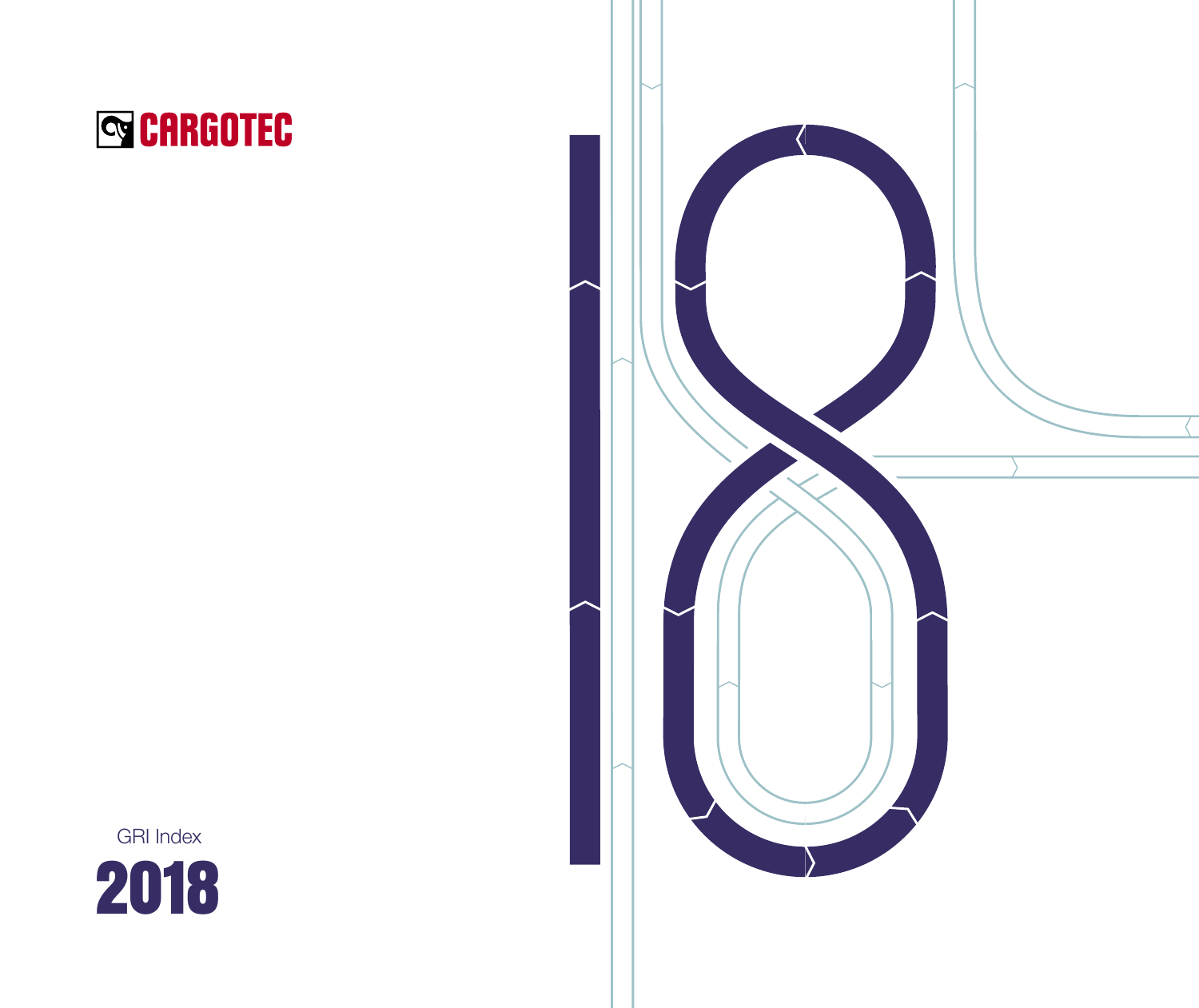CARGOTEC

GRI Index

# 2018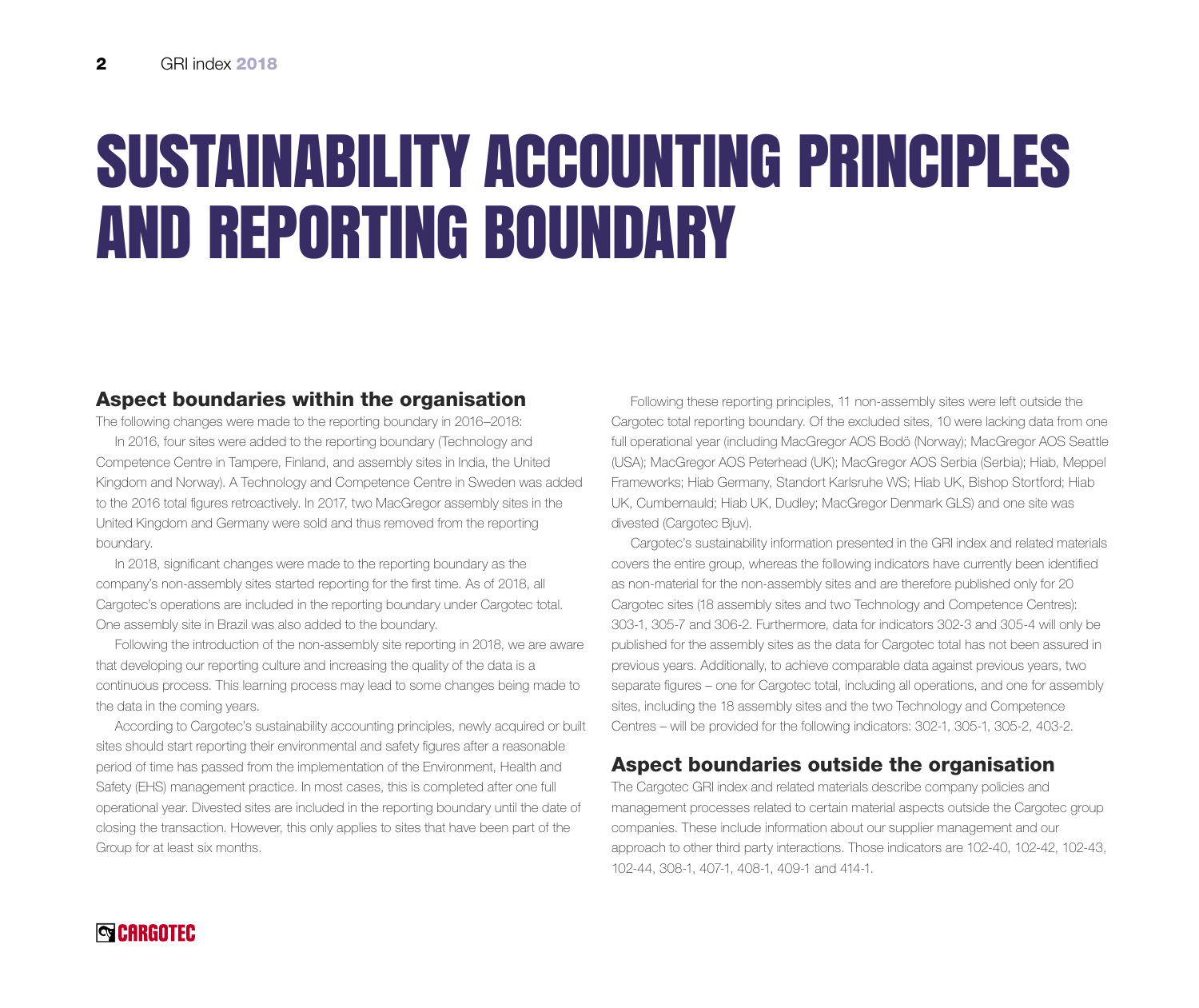# SUSTAINABILITY ACCOUNTING PRINCIPLES AND REPORTING BOUNDARY

## Aspect boundaries within the organisation

The following changes were made to the reporting boundary in 2016–2018:

In 2016, four sites were added to the reporting boundary (Technology and Competence Centre in Tampere, Finland, and assembly sites in India, the United Kingdom and Norway). A Technology and Competence Centre in Sweden was added to the 2016 total figures retroactively. In 2017, two MacGregor assembly sites in the United Kingdom and Germany were sold and thus removed from the reporting boundary.

In 2018, significant changes were made to the reporting boundary as the company's non-assembly sites started reporting for the first time. As of 2018, all Cargotec's operations are included in the reporting boundary under Cargotec total. One assembly site in Brazil was also added to the boundary.

Following the introduction of the non-assembly site reporting in 2018, we are aware that developing our reporting culture and increasing the quality of the data is a continuous process. This learning process may lead to some changes being made to the data in the coming years.

According to Cargotec's sustainability accounting principles, newly acquired or built sites should start reporting their environmental and safety figures after a reasonable period of time has passed from the implementation of the Environment, Health and Safety (EHS) management practice. In most cases, this is completed after one full operational year. Divested sites are included in the reporting boundary until the date of closing the transaction. However, this only applies to sites that have been part of the Group for at least six months.

Following these reporting principles, 11 non-assembly sites were left outside the Cargotec total reporting boundary. Of the excluded sites, 10 were lacking data from one full operational year (including MacGregor AOS Bodö (Norway); MacGregor AOS Seattle (USA); MacGregor AOS Peterhead (UK); MacGregor AOS Serbia (Serbia); Hiab, Meppel Frameworks; Hiab Germany, Standort Karlsruhe WS; Hiab UK, Bishop Stortford; Hiab UK, Cumbernauld; Hiab UK, Dudley; MacGregor Denmark GLS) and one site was divested (Cargotec Bjuv).

Cargotec's sustainability information presented in the GRI index and related materials covers the entire group, whereas the following indicators have currently been identified as non-material for the non-assembly sites and are therefore published only for 20 Cargotec sites (18 assembly sites and two Technology and Competence Centres): 303-1, 305-7 and 306-2. Furthermore, data for indicators 302-3 and 305-4 will only be published for the assembly sites as the data for Cargotec total has not been assured in previous years. Additionally, to achieve comparable data against previous years, two separate figures – one for Cargotec total, including all operations, and one for assembly sites, including the 18 assembly sites and the two Technology and Competence Centres – will be provided for the following indicators: 302-1, 305-1, 305-2, 403-2.

## Aspect boundaries outside the organisation

The Cargotec GRI index and related materials describe company policies and management processes related to certain material aspects outside the Cargotec group companies. These include information about our supplier management and our approach to other third party interactions. Those indicators are 102-40, 102-42, 102-43, 102-44, 308-1, 407-1, 408-1, 409-1 and 414-1.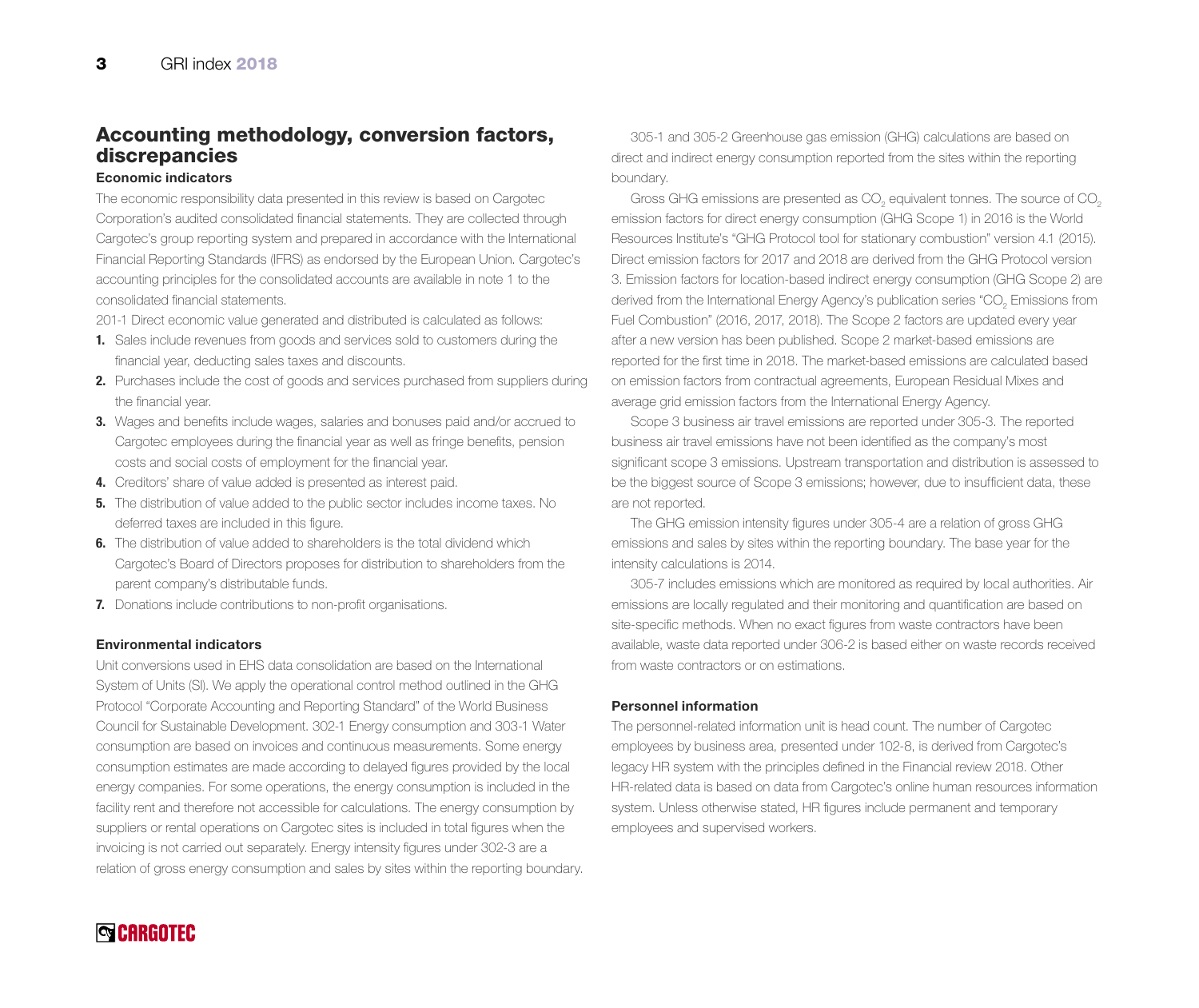## Accounting methodology, conversion factors, discrepancies

### Economic indicators

The economic responsibility data presented in this review is based on Cargotec Corporation's audited consolidated financial statements. They are collected through Cargotec's group reporting system and prepared in accordance with the International Financial Reporting Standards (IFRS) as endorsed by the European Union. Cargotec's accounting principles for the consolidated accounts are available in note 1 to the consolidated financial statements.

201-1 Direct economic value generated and distributed is calculated as follows:

1. Sales include revenues from goods and services sold to customers during the financial year, deducting sales taxes and discounts.
2. Purchases include the cost of goods and services purchased from suppliers during the financial year.
3. Wages and benefits include wages, salaries and bonuses paid and/or accrued to Cargotec employees during the financial year as well as fringe benefits, pension costs and social costs of employment for the financial year.
4. Creditors' share of value added is presented as interest paid.
5. The distribution of value added to the public sector includes income taxes. No deferred taxes are included in this figure.
6. The distribution of value added to shareholders is the total dividend which Cargotec's Board of Directors proposes for distribution to shareholders from the parent company's distributable funds.
7. Donations include contributions to non-profit organisations.

### Environmental indicators

Unit conversions used in EHS data consolidation are based on the International System of Units (SI). We apply the operational control method outlined in the GHG Protocol "Corporate Accounting and Reporting Standard" of the World Business Council for Sustainable Development. 302-1 Energy consumption and 303-1 Water consumption are based on invoices and continuous measurements. Some energy consumption estimates are made according to delayed figures provided by the local energy companies. For some operations, the energy consumption is included in the facility rent and therefore not accessible for calculations. The energy consumption by suppliers or rental operations on Cargotec sites is included in total figures when the invoicing is not carried out separately. Energy intensity figures under 302-3 are a relation of gross energy consumption and sales by sites within the reporting boundary.

305-1 and 305-2 Greenhouse gas emission (GHG) calculations are based on direct and indirect energy consumption reported from the sites within the reporting boundary.

Gross GHG emissions are presented as $CO_2$ equivalent tonnes. The source of $CO_2$ emission factors for direct energy consumption (GHG Scope 1) in 2016 is the World Resources Institute's "GHG Protocol tool for stationary combustion" version 4.1 (2015). Direct emission factors for 2017 and 2018 are derived from the GHG Protocol version 3. Emission factors for location-based indirect energy consumption (GHG Scope 2) are derived from the International Energy Agency's publication series "$CO_2$ Emissions from Fuel Combustion" (2016, 2017, 2018). The Scope 2 factors are updated every year after a new version has been published. Scope 2 market-based emissions are reported for the first time in 2018. The market-based emissions are calculated based on emission factors from contractual agreements, European Residual Mixes and average grid emission factors from the International Energy Agency.

Scope 3 business air travel emissions are reported under 305-3. The reported business air travel emissions have not been identified as the company's most significant scope 3 emissions. Upstream transportation and distribution is assessed to be the biggest source of Scope 3 emissions; however, due to insufficient data, these are not reported.

The GHG emission intensity figures under 305-4 are a relation of gross GHG emissions and sales by sites within the reporting boundary. The base year for the intensity calculations is 2014.

305-7 includes emissions which are monitored as required by local authorities. Air emissions are locally regulated and their monitoring and quantification are based on site-specific methods. When no exact figures from waste contractors have been available, waste data reported under 306-2 is based either on waste records received from waste contractors or on estimations.

### Personnel information

The personnel-related information unit is head count. The number of Cargotec employees by business area, presented under 102-8, is derived from Cargotec's legacy HR system with the principles defined in the Financial review 2018. Other HR-related data is based on data from Cargotec's online human resources information system. Unless otherwise stated, HR figures include permanent and temporary employees and supervised workers.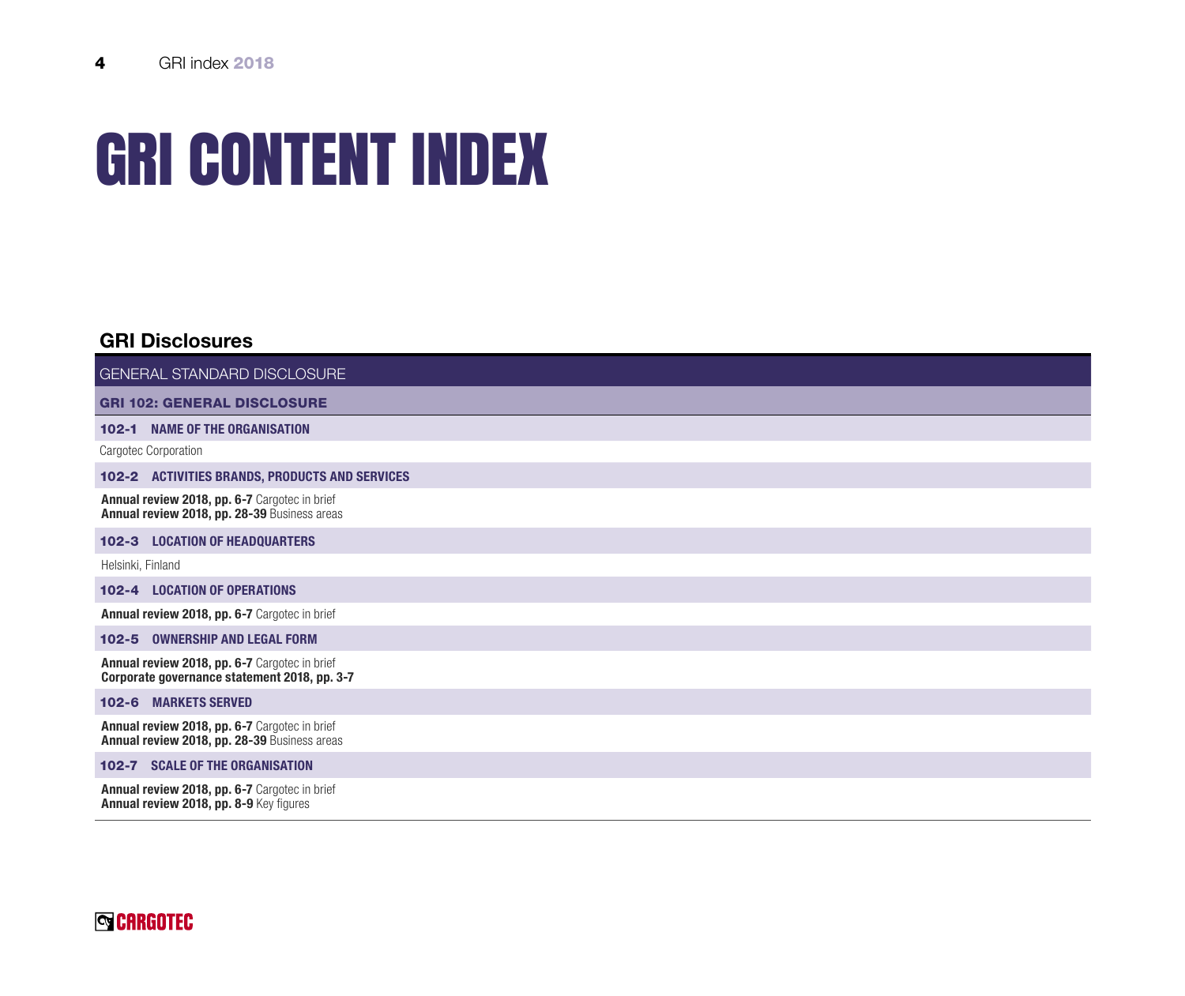# GRI CONTENT INDEX

## GRI Disclosures

GENERAL STANDARD DISCLOSURE

**GRI 102: GENERAL DISCLOSURE**

**102-1 NAME OF THE ORGANISATION**

Cargotec Corporation

**102-2 ACTIVITIES BRANDS, PRODUCTS AND SERVICES**

**Annual review 2018, pp. 6-7** Cargotec in brief
**Annual review 2018, pp. 28-39** Business areas

**102-3 LOCATION OF HEADQUARTERS**

Helsinki, Finland

**102-4 LOCATION OF OPERATIONS**

**Annual review 2018, pp. 6-7** Cargotec in brief

**102-5 OWNERSHIP AND LEGAL FORM**

**Annual review 2018, pp. 6-7** Cargotec in brief
**Corporate governance statement 2018, pp. 3-7**

**102-6 MARKETS SERVED**

**Annual review 2018, pp. 6-7** Cargotec in brief
**Annual review 2018, pp. 28-39** Business areas

**102-7 SCALE OF THE ORGANISATION**

**Annual review 2018, pp. 6-7** Cargotec in brief
**Annual review 2018, pp. 8-9** Key figures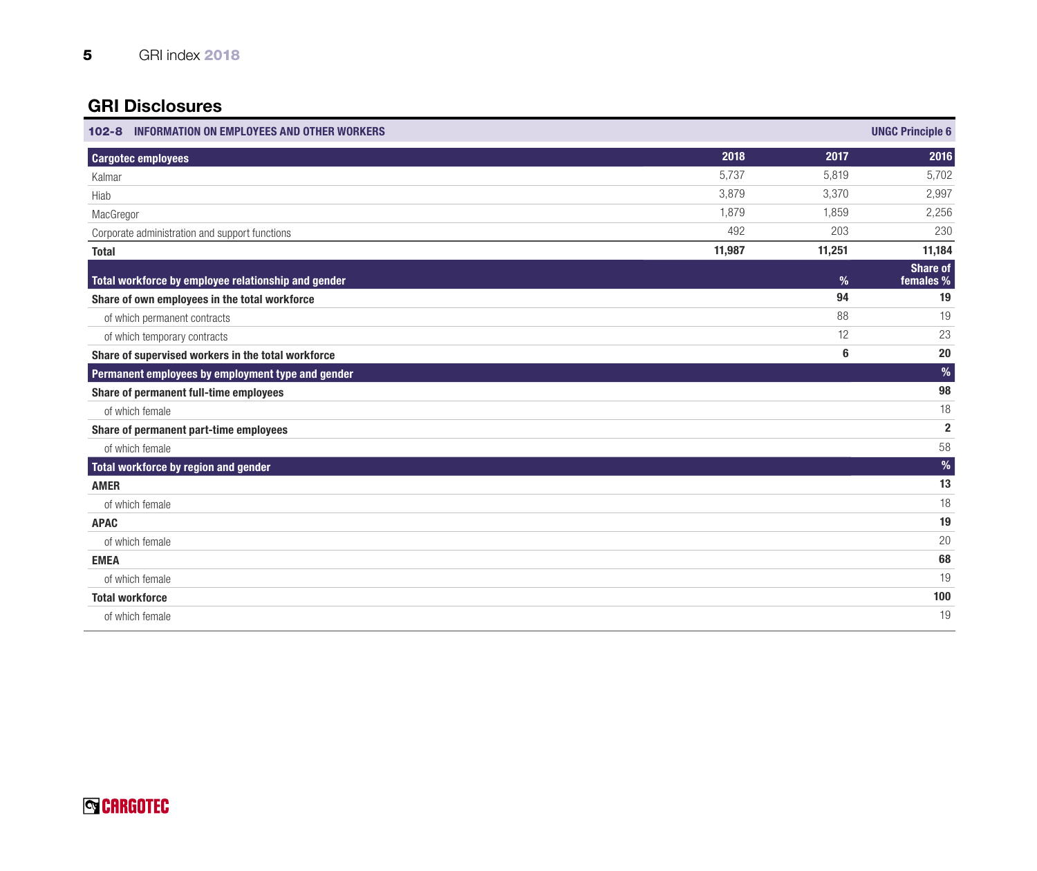## GRI Disclosures

**102-8 INFORMATION ON EMPLOYEES AND OTHER WORKERS** — UNGC Principle 6

| Cargotec employees | 2018 | 2017 | 2016 |
|---|---|---|---|
| Kalmar | 5,737 | 5,819 | 5,702 |
| Hiab | 3,879 | 3,370 | 2,997 |
| MacGregor | 1,879 | 1,859 | 2,256 |
| Corporate administration and support functions | 492 | 203 | 230 |
| **Total** | **11,987** | **11,251** | **11,184** |

| Total workforce by employee relationship and gender | % | Share of females % |
|---|---|---|
| **Share of own employees in the total workforce** | **94** | **19** |
| of which permanent contracts | 88 | 19 |
| of which temporary contracts | 12 | 23 |
| **Share of supervised workers in the total workforce** | **6** | **20** |

| Permanent employees by employment type and gender | % |
|---|---|
| **Share of permanent full-time employees** | **98** |
| of which female | 18 |
| **Share of permanent part-time employees** | **2** |
| of which female | 58 |

| Total workforce by region and gender | % |
|---|---|
| **AMER** | **13** |
| of which female | 18 |
| **APAC** | **19** |
| of which female | 20 |
| **EMEA** | **68** |
| of which female | 19 |
| **Total workforce** | **100** |
| of which female | 19 |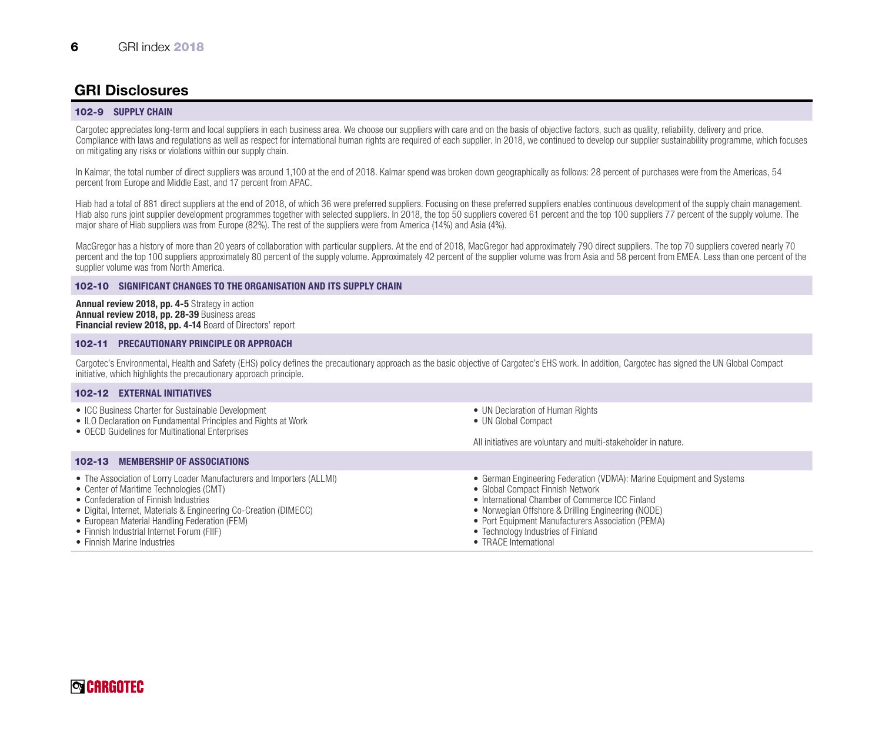## GRI Disclosures

### 102-9 SUPPLY CHAIN

Cargotec appreciates long-term and local suppliers in each business area. We choose our suppliers with care and on the basis of objective factors, such as quality, reliability, delivery and price. Compliance with laws and regulations as well as respect for international human rights are required of each supplier. In 2018, we continued to develop our supplier sustainability programme, which focuses on mitigating any risks or violations within our supply chain.

In Kalmar, the total number of direct suppliers was around 1,100 at the end of 2018. Kalmar spend was broken down geographically as follows: 28 percent of purchases were from the Americas, 54 percent from Europe and Middle East, and 17 percent from APAC.

Hiab had a total of 881 direct suppliers at the end of 2018, of which 36 were preferred suppliers. Focusing on these preferred suppliers enables continuous development of the supply chain management. Hiab also runs joint supplier development programmes together with selected suppliers. In 2018, the top 50 suppliers covered 61 percent and the top 100 suppliers 77 percent of the supply volume. The major share of Hiab suppliers was from Europe (82%). The rest of the suppliers were from America (14%) and Asia (4%).

MacGregor has a history of more than 20 years of collaboration with particular suppliers. At the end of 2018, MacGregor had approximately 790 direct suppliers. The top 70 suppliers covered nearly 70 percent and the top 100 suppliers approximately 80 percent of the supply volume. Approximately 42 percent of the supplier volume was from Asia and 58 percent from EMEA. Less than one percent of the supplier volume was from North America.

### 102-10 SIGNIFICANT CHANGES TO THE ORGANISATION AND ITS SUPPLY CHAIN

**Annual review 2018, pp. 4-5** Strategy in action
**Annual review 2018, pp. 28-39** Business areas
**Financial review 2018, pp. 4-14** Board of Directors' report

### 102-11 PRECAUTIONARY PRINCIPLE OR APPROACH

Cargotec's Environmental, Health and Safety (EHS) policy defines the precautionary approach as the basic objective of Cargotec's EHS work. In addition, Cargotec has signed the UN Global Compact initiative, which highlights the precautionary approach principle.

### 102-12 EXTERNAL INITIATIVES

- ICC Business Charter for Sustainable Development
- ILO Declaration on Fundamental Principles and Rights at Work
- OECD Guidelines for Multinational Enterprises
- UN Declaration of Human Rights
- UN Global Compact

All initiatives are voluntary and multi-stakeholder in nature.

### 102-13 MEMBERSHIP OF ASSOCIATIONS

- The Association of Lorry Loader Manufacturers and Importers (ALLMI)
- Center of Maritime Technologies (CMT)
- Confederation of Finnish Industries
- Digital, Internet, Materials & Engineering Co-Creation (DIMECC)
- European Material Handling Federation (FEM)
- Finnish Industrial Internet Forum (FIIF)
- Finnish Marine Industries
- German Engineering Federation (VDMA): Marine Equipment and Systems
- Global Compact Finnish Network
- International Chamber of Commerce ICC Finland
- Norwegian Offshore & Drilling Engineering (NODE)
- Port Equipment Manufacturers Association (PEMA)
- Technology Industries of Finland
- TRACE International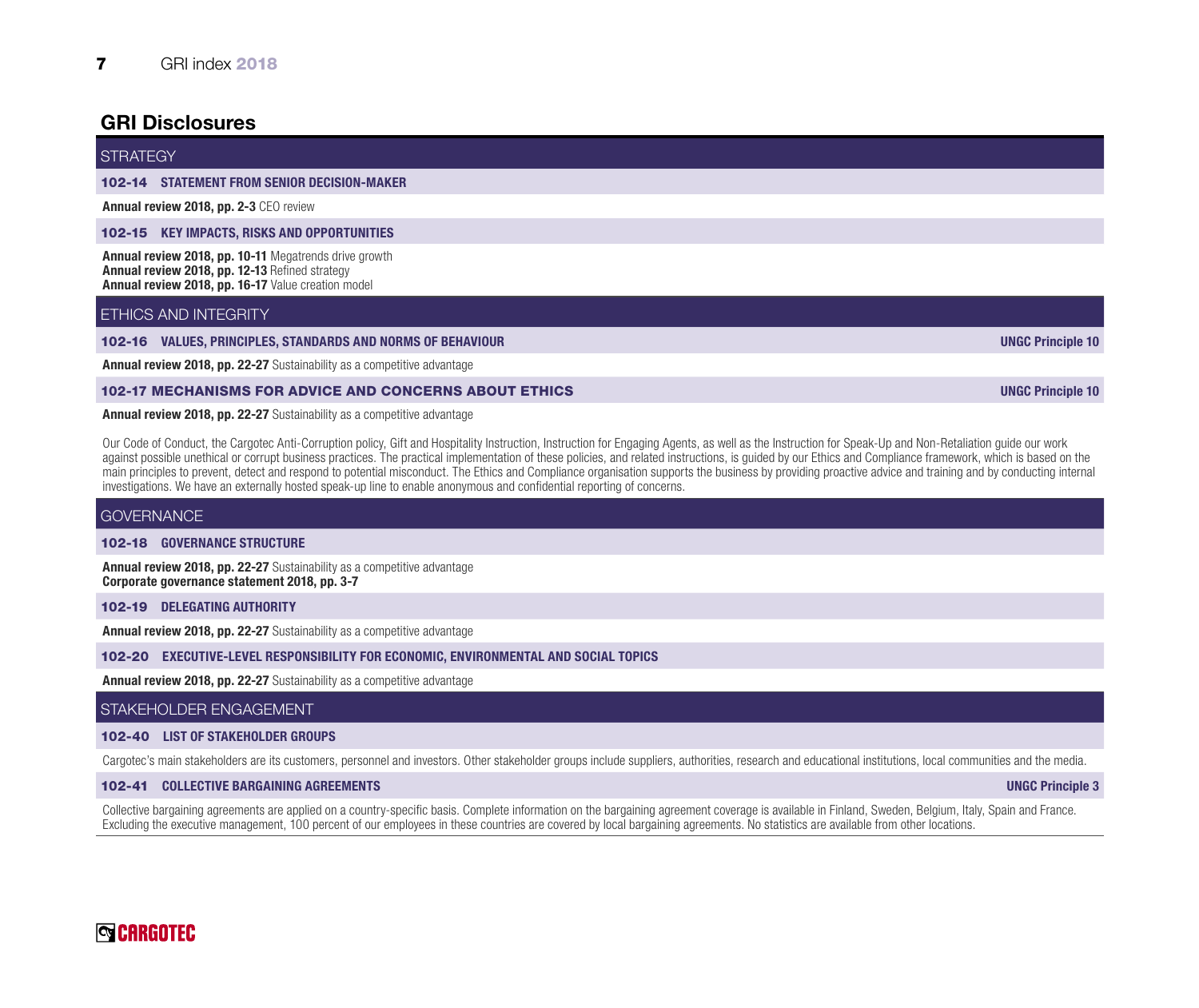## GRI Disclosures

### STRATEGY

**102-14 STATEMENT FROM SENIOR DECISION-MAKER**

**Annual review 2018, pp. 2-3** CEO review

**102-15 KEY IMPACTS, RISKS AND OPPORTUNITIES**

**Annual review 2018, pp. 10-11** Megatrends drive growth
**Annual review 2018, pp. 12-13** Refined strategy
**Annual review 2018, pp. 16-17** Value creation model

### ETHICS AND INTEGRITY

**102-16 VALUES, PRINCIPLES, STANDARDS AND NORMS OF BEHAVIOUR** — **UNGC Principle 10**

**Annual review 2018, pp. 22-27** Sustainability as a competitive advantage

**102-17 MECHANISMS FOR ADVICE AND CONCERNS ABOUT ETHICS** — **UNGC Principle 10**

**Annual review 2018, pp. 22-27** Sustainability as a competitive advantage

Our Code of Conduct, the Cargotec Anti-Corruption policy, Gift and Hospitality Instruction, Instruction for Engaging Agents, as well as the Instruction for Speak-Up and Non-Retaliation guide our work against possible unethical or corrupt business practices. The practical implementation of these policies, and related instructions, is guided by our Ethics and Compliance framework, which is based on the main principles to prevent, detect and respond to potential misconduct. The Ethics and Compliance organisation supports the business by providing proactive advice and training and by conducting internal investigations. We have an externally hosted speak-up line to enable anonymous and confidential reporting of concerns.

### GOVERNANCE

**102-18 GOVERNANCE STRUCTURE**

**Annual review 2018, pp. 22-27** Sustainability as a competitive advantage
**Corporate governance statement 2018, pp. 3-7**

**102-19 DELEGATING AUTHORITY**

**Annual review 2018, pp. 22-27** Sustainability as a competitive advantage

**102-20 EXECUTIVE-LEVEL RESPONSIBILITY FOR ECONOMIC, ENVIRONMENTAL AND SOCIAL TOPICS**

**Annual review 2018, pp. 22-27** Sustainability as a competitive advantage

### STAKEHOLDER ENGAGEMENT

**102-40 LIST OF STAKEHOLDER GROUPS**

Cargotec's main stakeholders are its customers, personnel and investors. Other stakeholder groups include suppliers, authorities, research and educational institutions, local communities and the media.

**102-41 COLLECTIVE BARGAINING AGREEMENTS** — **UNGC Principle 3**

Collective bargaining agreements are applied on a country-specific basis. Complete information on the bargaining agreement coverage is available in Finland, Sweden, Belgium, Italy, Spain and France. Excluding the executive management, 100 percent of our employees in these countries are covered by local bargaining agreements. No statistics are available from other locations.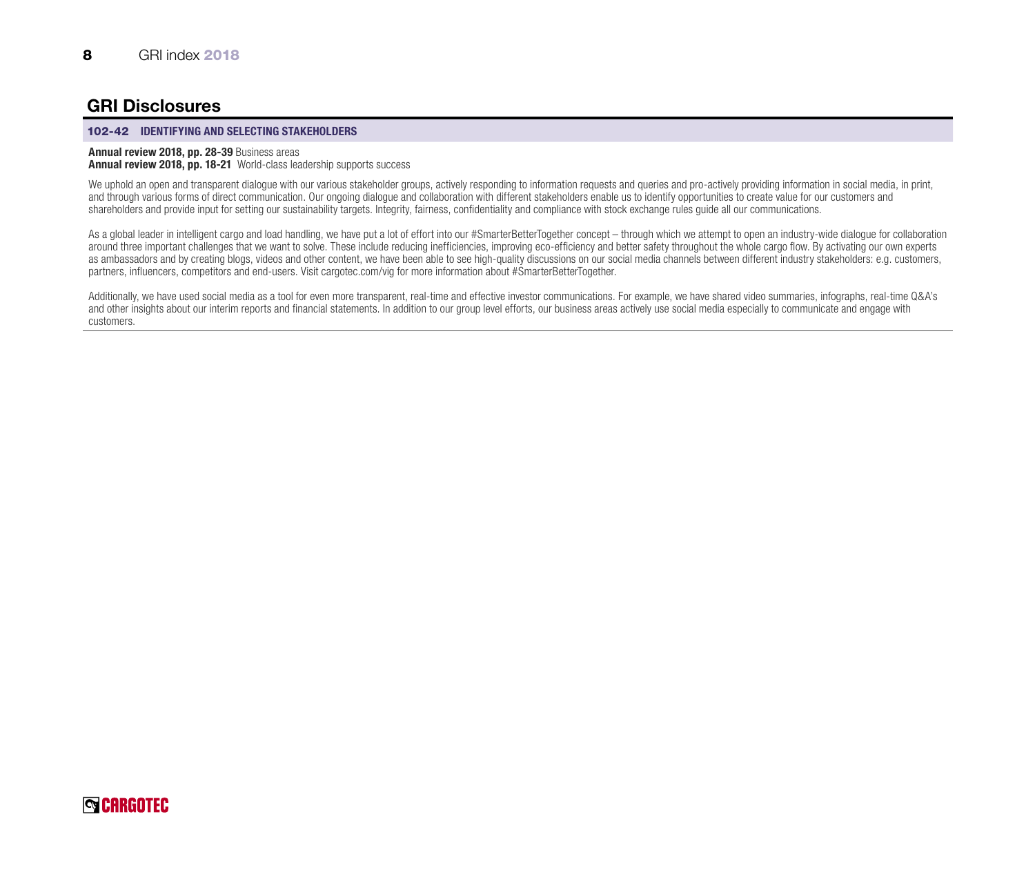## GRI Disclosures

### 102-42 IDENTIFYING AND SELECTING STAKEHOLDERS

**Annual review 2018, pp. 28-39** Business areas
**Annual review 2018, pp. 18-21** World-class leadership supports success

We uphold an open and transparent dialogue with our various stakeholder groups, actively responding to information requests and queries and pro-actively providing information in social media, in print, and through various forms of direct communication. Our ongoing dialogue and collaboration with different stakeholders enable us to identify opportunities to create value for our customers and shareholders and provide input for setting our sustainability targets. Integrity, fairness, confidentiality and compliance with stock exchange rules guide all our communications.

As a global leader in intelligent cargo and load handling, we have put a lot of effort into our #SmarterBetterTogether concept – through which we attempt to open an industry-wide dialogue for collaboration around three important challenges that we want to solve. These include reducing inefficiencies, improving eco-efficiency and better safety throughout the whole cargo flow. By activating our own experts as ambassadors and by creating blogs, videos and other content, we have been able to see high-quality discussions on our social media channels between different industry stakeholders: e.g. customers, partners, influencers, competitors and end-users. Visit cargotec.com/vig for more information about #SmarterBetterTogether.

Additionally, we have used social media as a tool for even more transparent, real-time and effective investor communications. For example, we have shared video summaries, infographs, real-time Q&A's and other insights about our interim reports and financial statements. In addition to our group level efforts, our business areas actively use social media especially to communicate and engage with customers.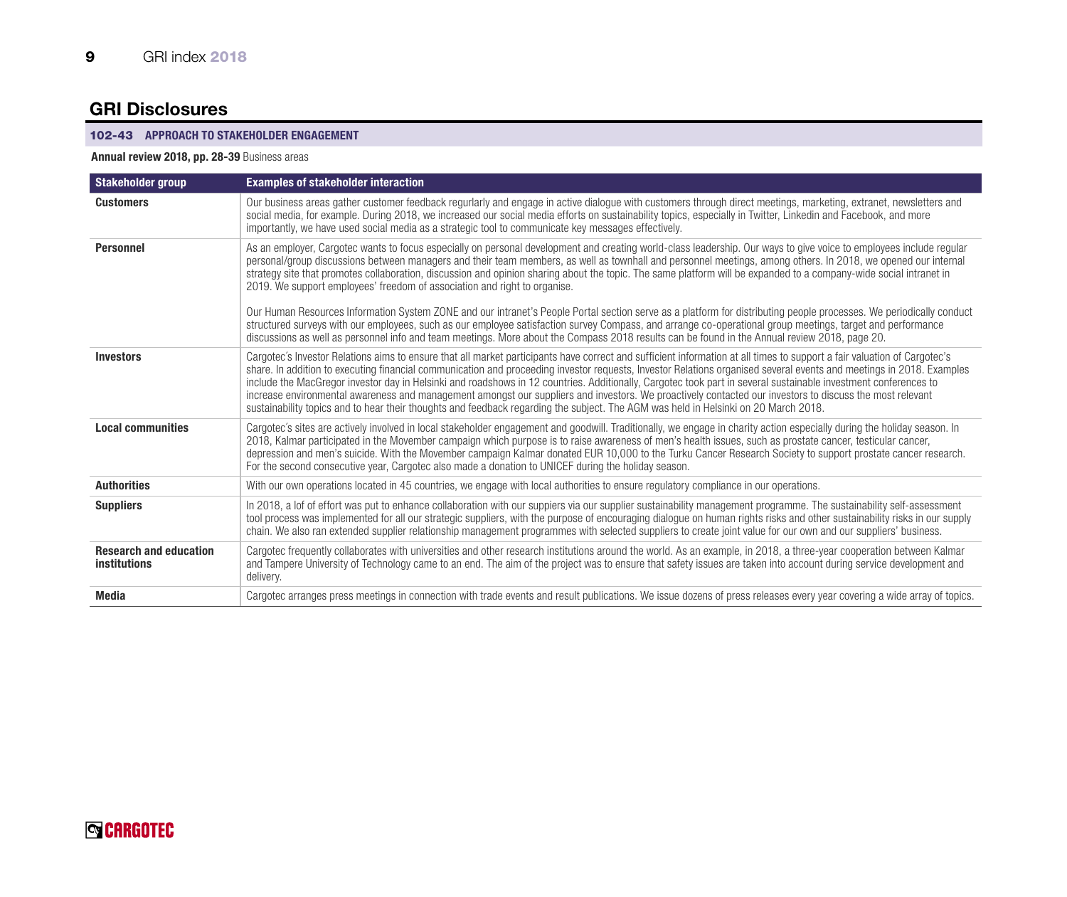## GRI Disclosures

### 102-43 APPROACH TO STAKEHOLDER ENGAGEMENT

**Annual review 2018, pp. 28-39** Business areas

| Stakeholder group | Examples of stakeholder interaction |
|---|---|
| **Customers** | Our business areas gather customer feedback regurlarly and engage in active dialogue with customers through direct meetings, marketing, extranet, newsletters and social media, for example. During 2018, we increased our social media efforts on sustainability topics, especially in Twitter, Linkedin and Facebook, and more importantly, we have used social media as a strategic tool to communicate key messages effectively. |
| **Personnel** | As an employer, Cargotec wants to focus especially on personal development and creating world-class leadership. Our ways to give voice to employees include regular personal/group discussions between managers and their team members, as well as townhall and personnel meetings, among others. In 2018, we opened our internal strategy site that promotes collaboration, discussion and opinion sharing about the topic. The same platform will be expanded to a company-wide social intranet in 2019. We support employees' freedom of association and right to organise.<br><br>Our Human Resources Information System ZONE and our intranet's People Portal section serve as a platform for distributing people processes. We periodically conduct structured surveys with our employees, such as our employee satisfaction survey Compass, and arrange co-operational group meetings, target and performance discussions as well as personnel info and team meetings. More about the Compass 2018 results can be found in the Annual review 2018, page 20. |
| **Investors** | Cargotec's Investor Relations aims to ensure that all market participants have correct and sufficient information at all times to support a fair valuation of Cargotec's share. In addition to executing financial communication and proceeding investor requests, Investor Relations organised several events and meetings in 2018. Examples include the MacGregor investor day in Helsinki and roadshows in 12 countries. Additionally, Cargotec took part in several sustainable investment conferences to increase environmental awareness and management amongst our suppliers and investors. We proactively contacted our investors to discuss the most relevant sustainability topics and to hear their thoughts and feedback regarding the subject. The AGM was held in Helsinki on 20 March 2018. |
| **Local communities** | Cargotec's sites are actively involved in local stakeholder engagement and goodwill. Traditionally, we engage in charity action especially during the holiday season. In 2018, Kalmar participated in the Movember campaign which purpose is to raise awareness of men's health issues, such as prostate cancer, testicular cancer, depression and men's suicide. With the Movember campaign Kalmar donated EUR 10,000 to the Turku Cancer Research Society to support prostate cancer research. For the second consecutive year, Cargotec also made a donation to UNICEF during the holiday season. |
| **Authorities** | With our own operations located in 45 countries, we engage with local authorities to ensure regulatory compliance in our operations. |
| **Suppliers** | In 2018, a lot of effort was put to enhance collaboration with our suppiers via our supplier sustainability management programme. The sustainability self-assessment tool process was implemented for all our strategic suppliers, with the purpose of encouraging dialogue on human rights risks and other sustainability risks in our supply chain. We also ran extended supplier relationship management programmes with selected suppliers to create joint value for our own and our suppliers' business. |
| **Research and education institutions** | Cargotec frequently collaborates with universities and other research institutions around the world. As an example, in 2018, a three-year cooperation between Kalmar and Tampere University of Technology came to an end. The aim of the project was to ensure that safety issues are taken into account during service development and delivery. |
| **Media** | Cargotec arranges press meetings in connection with trade events and result publications. We issue dozens of press releases every year covering a wide array of topics. |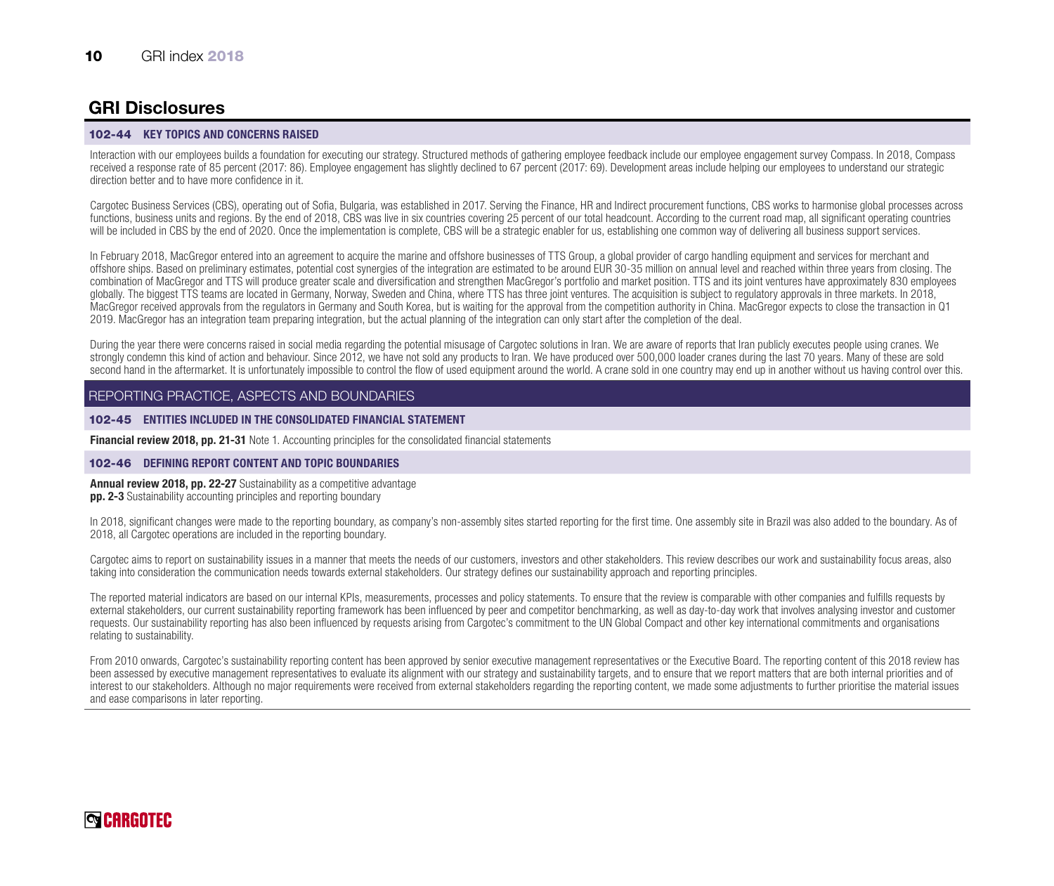## GRI Disclosures

### 102-44 KEY TOPICS AND CONCERNS RAISED

Interaction with our employees builds a foundation for executing our strategy. Structured methods of gathering employee feedback include our employee engagement survey Compass. In 2018, Compass received a response rate of 85 percent (2017: 86). Employee engagement has slightly declined to 67 percent (2017: 69). Development areas include helping our employees to understand our strategic direction better and to have more confidence in it.

Cargotec Business Services (CBS), operating out of Sofia, Bulgaria, was established in 2017. Serving the Finance, HR and Indirect procurement functions, CBS works to harmonise global processes across functions, business units and regions. By the end of 2018, CBS was live in six countries covering 25 percent of our total headcount. According to the current road map, all significant operating countries will be included in CBS by the end of 2020. Once the implementation is complete, CBS will be a strategic enabler for us, establishing one common way of delivering all business support services.

In February 2018, MacGregor entered into an agreement to acquire the marine and offshore businesses of TTS Group, a global provider of cargo handling equipment and services for merchant and offshore ships. Based on preliminary estimates, potential cost synergies of the integration are estimated to be around EUR 30-35 million on annual level and reached within three years from closing. The combination of MacGregor and TTS will produce greater scale and diversification and strengthen MacGregor's portfolio and market position. TTS and its joint ventures have approximately 830 employees globally. The biggest TTS teams are located in Germany, Norway, Sweden and China, where TTS has three joint ventures. The acquisition is subject to regulatory approvals in three markets. In 2018, MacGregor received approvals from the regulators in Germany and South Korea, but is waiting for the approval from the competition authority in China. MacGregor expects to close the transaction in Q1 2019. MacGregor has an integration team preparing integration, but the actual planning of the integration can only start after the completion of the deal.

During the year there were concerns raised in social media regarding the potential misusage of Cargotec solutions in Iran. We are aware of reports that Iran publicly executes people using cranes. We strongly condemn this kind of action and behaviour. Since 2012, we have not sold any products to Iran. We have produced over 500,000 loader cranes during the last 70 years. Many of these are sold second hand in the aftermarket. It is unfortunately impossible to control the flow of used equipment around the world. A crane sold in one country may end up in another without us having control over this.

## REPORTING PRACTICE, ASPECTS AND BOUNDARIES

### 102-45 ENTITIES INCLUDED IN THE CONSOLIDATED FINANCIAL STATEMENT

**Financial review 2018, pp. 21-31** Note 1. Accounting principles for the consolidated financial statements

### 102-46 DEFINING REPORT CONTENT AND TOPIC BOUNDARIES

**Annual review 2018, pp. 22-27** Sustainability as a competitive advantage
**pp. 2-3** Sustainability accounting principles and reporting boundary

In 2018, significant changes were made to the reporting boundary, as company's non-assembly sites started reporting for the first time. One assembly site in Brazil was also added to the boundary. As of 2018, all Cargotec operations are included in the reporting boundary.

Cargotec aims to report on sustainability issues in a manner that meets the needs of our customers, investors and other stakeholders. This review describes our work and sustainability focus areas, also taking into consideration the communication needs towards external stakeholders. Our strategy defines our sustainability approach and reporting principles.

The reported material indicators are based on our internal KPIs, measurements, processes and policy statements. To ensure that the review is comparable with other companies and fulfills requests by external stakeholders, our current sustainability reporting framework has been influenced by peer and competitor benchmarking, as well as day-to-day work that involves analysing investor and customer requests. Our sustainability reporting has also been influenced by requests arising from Cargotec's commitment to the UN Global Compact and other key international commitments and organisations relating to sustainability.

From 2010 onwards, Cargotec's sustainability reporting content has been approved by senior executive management representatives or the Executive Board. The reporting content of this 2018 review has been assessed by executive management representatives to evaluate its alignment with our strategy and sustainability targets, and to ensure that we report matters that are both internal priorities and of interest to our stakeholders. Although no major requirements were received from external stakeholders regarding the reporting content, we made some adjustments to further prioritise the material issues and ease comparisons in later reporting.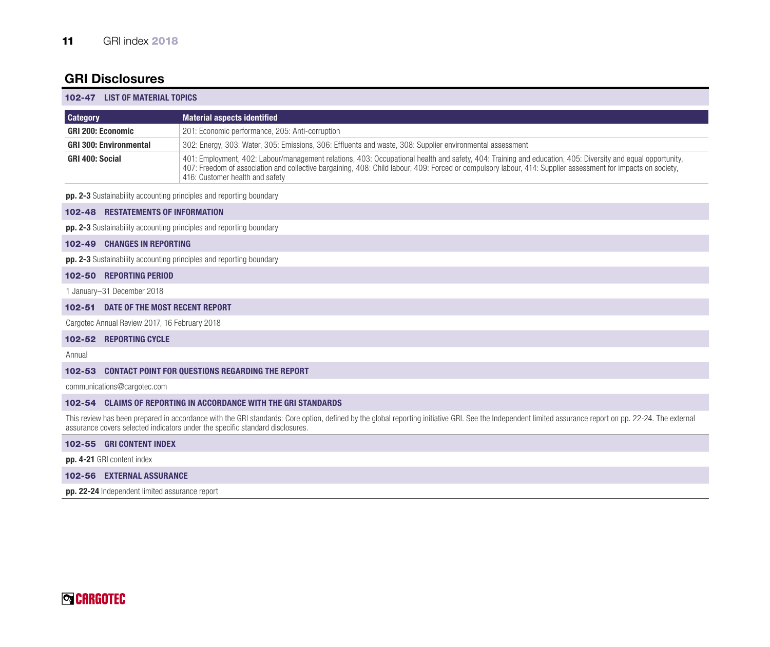## GRI Disclosures

### 102-47 LIST OF MATERIAL TOPICS

| Category | Material aspects identified |
|---|---|
| GRI 200: Economic | 201: Economic performance, 205: Anti-corruption |
| GRI 300: Environmental | 302: Energy, 303: Water, 305: Emissions, 306: Effluents and waste, 308: Supplier environmental assessment |
| GRI 400: Social | 401: Employment, 402: Labour/management relations, 403: Occupational health and safety, 404: Training and education, 405: Diversity and equal opportunity, 407: Freedom of association and collective bargaining, 408: Child labour, 409: Forced or compulsory labour, 414: Supplier assessment for impacts on society, 416: Customer health and safety |

**pp. 2-3** Sustainability accounting principles and reporting boundary

### 102-48 RESTATEMENTS OF INFORMATION

**pp. 2-3** Sustainability accounting principles and reporting boundary

### 102-49 CHANGES IN REPORTING

**pp. 2-3** Sustainability accounting principles and reporting boundary

### 102-50 REPORTING PERIOD

1 January–31 December 2018

### 102-51 DATE OF THE MOST RECENT REPORT

Cargotec Annual Review 2017, 16 February 2018

### 102-52 REPORTING CYCLE

Annual

### 102-53 CONTACT POINT FOR QUESTIONS REGARDING THE REPORT

communications@cargotec.com

### 102-54 CLAIMS OF REPORTING IN ACCORDANCE WITH THE GRI STANDARDS

This review has been prepared in accordance with the GRI standards: Core option, defined by the global reporting initiative GRI. See the Independent limited assurance report on pp. 22-24. The external assurance covers selected indicators under the specific standard disclosures.

### 102-55 GRI CONTENT INDEX

**pp. 4-21** GRI content index

### 102-56 EXTERNAL ASSURANCE

**pp. 22-24** Independent limited assurance report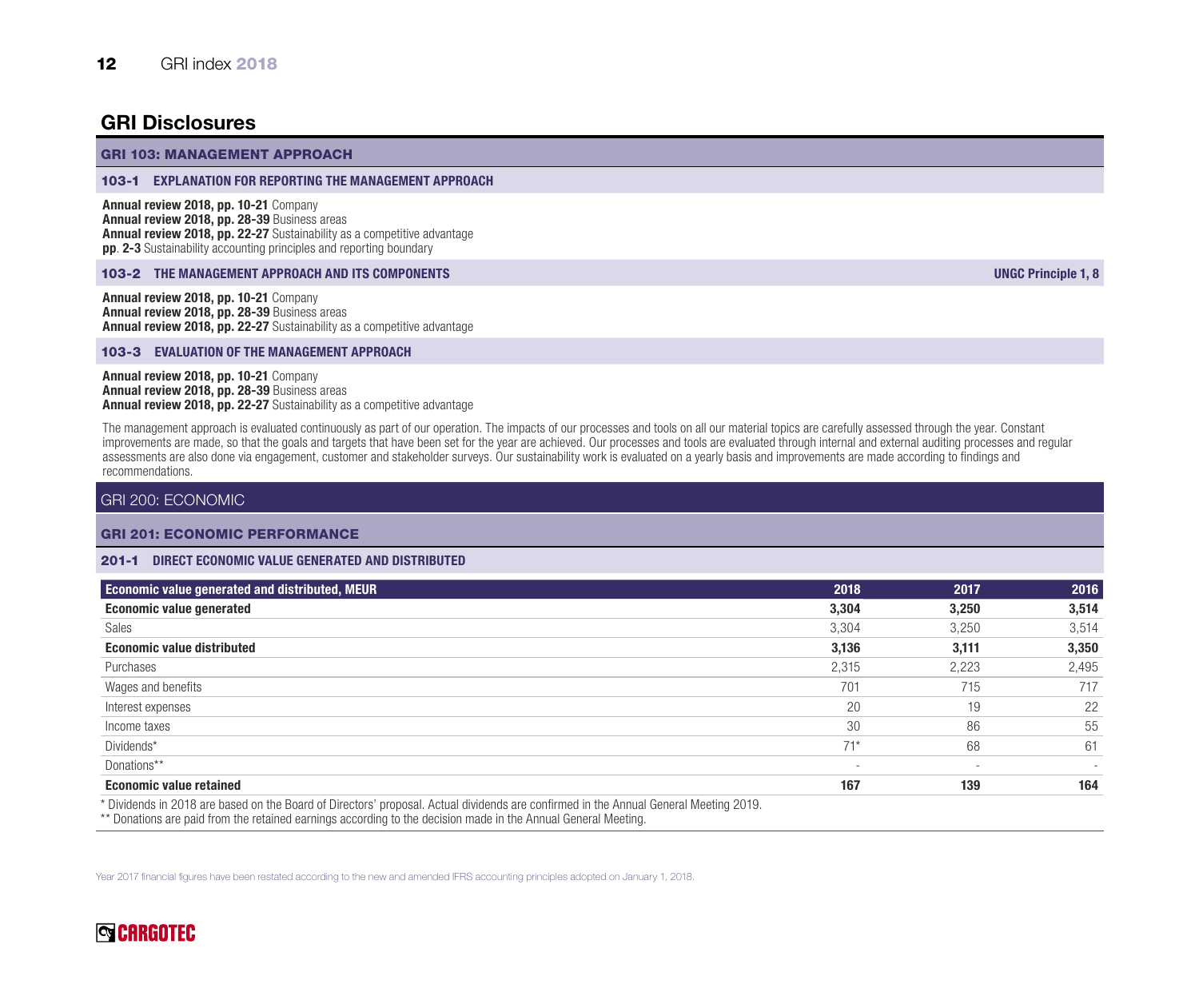## GRI Disclosures

### GRI 103: MANAGEMENT APPROACH

#### 103-1 EXPLANATION FOR REPORTING THE MANAGEMENT APPROACH

**Annual review 2018, pp. 10-21** Company
**Annual review 2018, pp. 28-39** Business areas
**Annual review 2018, pp. 22-27** Sustainability as a competitive advantage
**pp**. **2-3** Sustainability accounting principles and reporting boundary

#### 103-2 THE MANAGEMENT APPROACH AND ITS COMPONENTS — UNGC Principle 1, 8

**Annual review 2018, pp. 10-21** Company
**Annual review 2018, pp. 28-39** Business areas
**Annual review 2018, pp. 22-27** Sustainability as a competitive advantage

#### 103-3 EVALUATION OF THE MANAGEMENT APPROACH

**Annual review 2018, pp. 10-21** Company
**Annual review 2018, pp. 28-39** Business areas
**Annual review 2018, pp. 22-27** Sustainability as a competitive advantage

The management approach is evaluated continuously as part of our operation. The impacts of our processes and tools on all our material topics are carefully assessed through the year. Constant improvements are made, so that the goals and targets that have been set for the year are achieved. Our processes and tools are evaluated through internal and external auditing processes and regular assessments are also done via engagement, customer and stakeholder surveys. Our sustainability work is evaluated on a yearly basis and improvements are made according to findings and recommendations.

## GRI 200: ECONOMIC

### GRI 201: ECONOMIC PERFORMANCE

#### 201-1 DIRECT ECONOMIC VALUE GENERATED AND DISTRIBUTED

| Economic value generated and distributed, MEUR | 2018 | 2017 | 2016 |
|---|---|---|---|
| **Economic value generated** | **3,304** | **3,250** | **3,514** |
| Sales | 3,304 | 3,250 | 3,514 |
| **Economic value distributed** | **3,136** | **3,111** | **3,350** |
| Purchases | 2,315 | 2,223 | 2,495 |
| Wages and benefits | 701 | 715 | 717 |
| Interest expenses | 20 | 19 | 22 |
| Income taxes | 30 | 86 | 55 |
| Dividends* | 71* | 68 | 61 |
| Donations** | - | - | - |
| **Economic value retained** | **167** | **139** | **164** |

* Dividends in 2018 are based on the Board of Directors' proposal. Actual dividends are confirmed in the Annual General Meeting 2019.
** Donations are paid from the retained earnings according to the decision made in the Annual General Meeting.

Year 2017 financial figures have been restated according to the new and amended IFRS accounting principles adopted on January 1, 2018.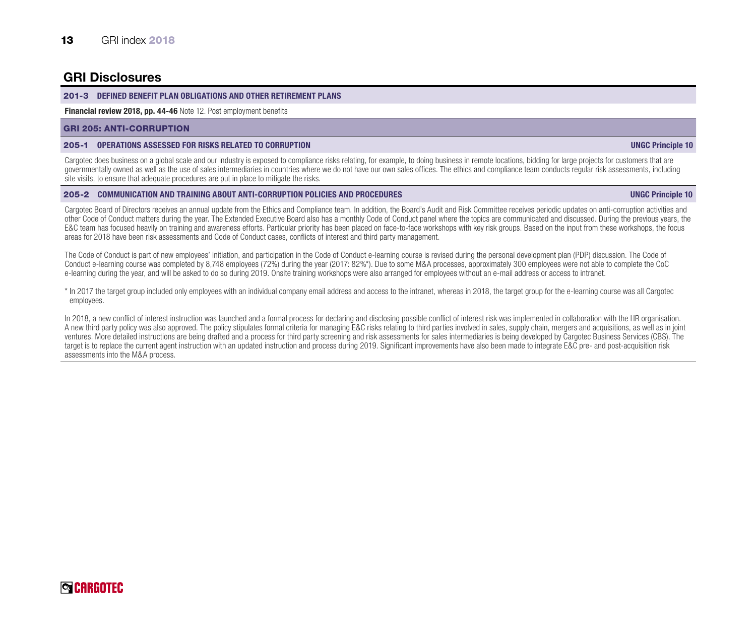## GRI Disclosures

### 201-3 DEFINED BENEFIT PLAN OBLIGATIONS AND OTHER RETIREMENT PLANS

**Financial review 2018, pp. 44-46** Note 12. Post employment benefits

## GRI 205: ANTI-CORRUPTION

### 205-1 OPERATIONS ASSESSED FOR RISKS RELATED TO CORRUPTION

**UNGC Principle 10**

Cargotec does business on a global scale and our industry is exposed to compliance risks relating, for example, to doing business in remote locations, bidding for large projects for customers that are governmentally owned as well as the use of sales intermediaries in countries where we do not have our own sales offices. The ethics and compliance team conducts regular risk assessments, including site visits, to ensure that adequate procedures are put in place to mitigate the risks.

### 205-2 COMMUNICATION AND TRAINING ABOUT ANTI-CORRUPTION POLICIES AND PROCEDURES

**UNGC Principle 10**

Cargotec Board of Directors receives an annual update from the Ethics and Compliance team. In addition, the Board's Audit and Risk Committee receives periodic updates on anti-corruption activities and other Code of Conduct matters during the year. The Extended Executive Board also has a monthly Code of Conduct panel where the topics are communicated and discussed. During the previous years, the E&C team has focused heavily on training and awareness efforts. Particular priority has been placed on face-to-face workshops with key risk groups. Based on the input from these workshops, the focus areas for 2018 have been risk assessments and Code of Conduct cases, conflicts of interest and third party management.

The Code of Conduct is part of new employees' initiation, and participation in the Code of Conduct e-learning course is revised during the personal development plan (PDP) discussion. The Code of Conduct e-learning course was completed by 8,748 employees (72%) during the year (2017: 82%*). Due to some M&A processes, approximately 300 employees were not able to complete the CoC e-learning during the year, and will be asked to do so during 2019. Onsite training workshops were also arranged for employees without an e-mail address or access to intranet.

* In 2017 the target group included only employees with an individual company email address and access to the intranet, whereas in 2018, the target group for the e-learning course was all Cargotec employees.

In 2018, a new conflict of interest instruction was launched and a formal process for declaring and disclosing possible conflict of interest risk was implemented in collaboration with the HR organisation. A new third party policy was also approved. The policy stipulates formal criteria for managing E&C risks relating to third parties involved in sales, supply chain, mergers and acquisitions, as well as in joint ventures. More detailed instructions are being drafted and a process for third party screening and risk assessments for sales intermediaries is being developed by Cargotec Business Services (CBS). The target is to replace the current agent instruction with an updated instruction and process during 2019. Significant improvements have also been made to integrate E&C pre- and post-acquisition risk assessments into the M&A process.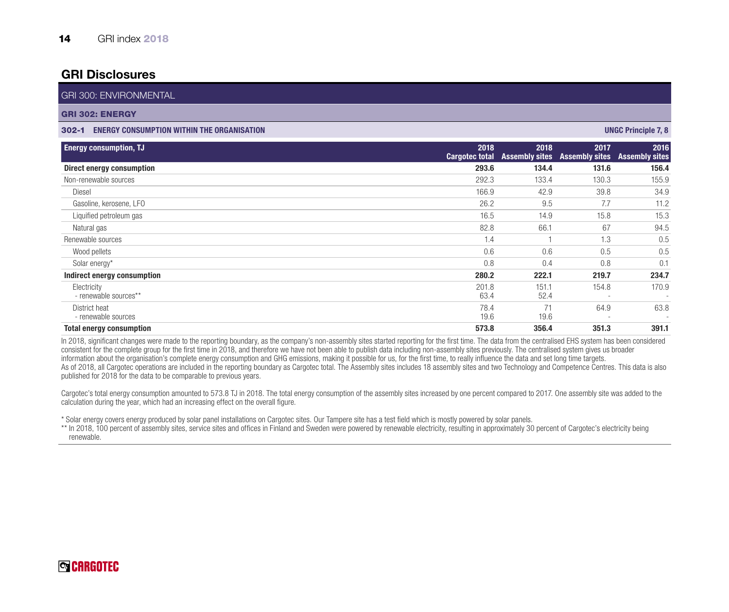## GRI Disclosures

GRI 300: ENVIRONMENTAL

**GRI 302: ENERGY**

**302-1 ENERGY CONSUMPTION WITHIN THE ORGANISATION** — **UNGC Principle 7, 8**

| Energy consumption, TJ | 2018 Cargotec total | 2018 Assembly sites | 2017 Assembly sites | 2016 Assembly sites |
|---|---|---|---|---|
| **Direct energy consumption** | **293.6** | **134.4** | **131.6** | **156.4** |
| Non-renewable sources | 292.3 | 133.4 | 130.3 | 155.9 |
| Diesel | 166.9 | 42.9 | 39.8 | 34.9 |
| Gasoline, kerosene, LFO | 26.2 | 9.5 | 7.7 | 11.2 |
| Liquified petroleum gas | 16.5 | 14.9 | 15.8 | 15.3 |
| Natural gas | 82.8 | 66.1 | 67 | 94.5 |
| Renewable sources | 1.4 | 1 | 1.3 | 0.5 |
| Wood pellets | 0.6 | 0.6 | 0.5 | 0.5 |
| Solar energy* | 0.8 | 0.4 | 0.8 | 0.1 |
| **Indirect energy consumption** | **280.2** | **222.1** | **219.7** | **234.7** |
| Electricity | 201.8 | 151.1 | 154.8 | 170.9 |
| - renewable sources** | 63.4 | 52.4 | - | - |
| District heat | 78.4 | 71 | 64.9 | 63.8 |
| - renewable sources | 19.6 | 19.6 | - | - |
| **Total energy consumption** | **573.8** | **356.4** | **351.3** | **391.1** |

In 2018, significant changes were made to the reporting boundary, as the company's non-assembly sites started reporting for the first time. The data from the centralised EHS system has been considered consistent for the complete group for the first time in 2018, and therefore we have not been able to publish data including non-assembly sites previously. The centralised system gives us broader information about the organisation's complete energy consumption and GHG emissions, making it possible for us, for the first time, to really influence the data and set long time targets.
As of 2018, all Cargotec operations are included in the reporting boundary as Cargotec total. The Assembly sites includes 18 assembly sites and two Technology and Competence Centres. This data is also published for 2018 for the data to be comparable to previous years.

Cargotec's total energy consumption amounted to 573.8 TJ in 2018. The total energy consumption of the assembly sites increased by one percent compared to 2017. One assembly site was added to the calculation during the year, which had an increasing effect on the overall figure.

* Solar energy covers energy produced by solar panel installations on Cargotec sites. Our Tampere site has a test field which is mostly powered by solar panels.
** In 2018, 100 percent of assembly sites, service sites and offices in Finland and Sweden were powered by renewable electricity, resulting in approximately 30 percent of Cargotec's electricity being renewable.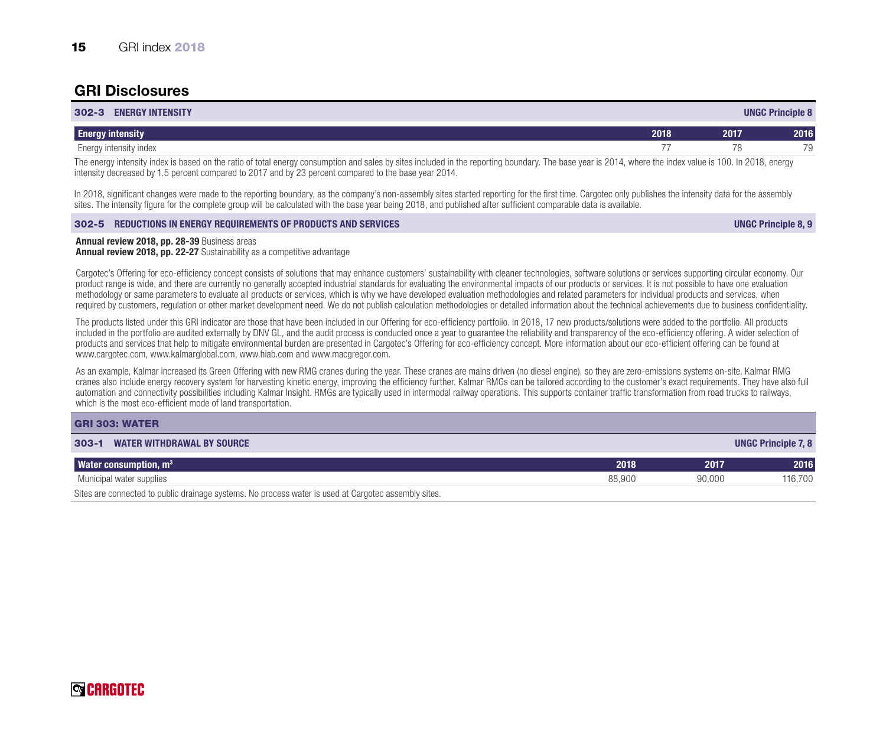## GRI Disclosures

### 302-3 ENERGY INTENSITY

UNGC Principle 8

| Energy intensity | 2018 | 2017 | 2016 |
|---|---|---|---|
| Energy intensity index | 77 | 78 | 79 |

The energy intensity index is based on the ratio of total energy consumption and sales by sites included in the reporting boundary. The base year is 2014, where the index value is 100. In 2018, energy intensity decreased by 1.5 percent compared to 2017 and by 23 percent compared to the base year 2014.

In 2018, significant changes were made to the reporting boundary, as the company's non-assembly sites started reporting for the first time. Cargotec only publishes the intensity data for the assembly sites. The intensity figure for the complete group will be calculated with the base year being 2018, and published after sufficient comparable data is available.

### 302-5 REDUCTIONS IN ENERGY REQUIREMENTS OF PRODUCTS AND SERVICES

UNGC Principle 8, 9

**Annual review 2018, pp. 28-39** Business areas
**Annual review 2018, pp. 22-27** Sustainability as a competitive advantage

Cargotec's Offering for eco-efficiency concept consists of solutions that may enhance customers' sustainability with cleaner technologies, software solutions or services supporting circular economy. Our product range is wide, and there are currently no generally accepted industrial standards for evaluating the environmental impacts of our products or services. It is not possible to have one evaluation methodology or same parameters to evaluate all products or services, which is why we have developed evaluation methodologies and related parameters for individual products and services, when required by customers, regulation or other market development need. We do not publish calculation methodologies or detailed information about the technical achievements due to business confidentiality.

The products listed under this GRI indicator are those that have been included in our Offering for eco-efficiency portfolio. In 2018, 17 new products/solutions were added to the portfolio. All products included in the portfolio are audited externally by DNV GL, and the audit process is conducted once a year to guarantee the reliability and transparency of the eco-efficiency offering. A wider selection of products and services that help to mitigate environmental burden are presented in Cargotec's Offering for eco-efficiency concept. More information about our eco-efficient offering can be found at www.cargotec.com, www.kalmarglobal.com, www.hiab.com and www.macgregor.com.

As an example, Kalmar increased its Green Offering with new RMG cranes during the year. These cranes are mains driven (no diesel engine), so they are zero-emissions systems on-site. Kalmar RMG cranes also include energy recovery system for harvesting kinetic energy, improving the efficiency further. Kalmar RMGs can be tailored according to the customer's exact requirements. They have also full automation and connectivity possibilities including Kalmar Insight. RMGs are typically used in intermodal railway operations. This supports container traffic transformation from road trucks to railways, which is the most eco-efficient mode of land transportation.

## GRI 303: WATER

### 303-1 WATER WITHDRAWAL BY SOURCE

UNGC Principle 7, 8

| Water consumption, $m^3$ | 2018 | 2017 | 2016 |
|---|---|---|---|
| Municipal water supplies | 88,900 | 90,000 | 116,700 |

Sites are connected to public drainage systems. No process water is used at Cargotec assembly sites.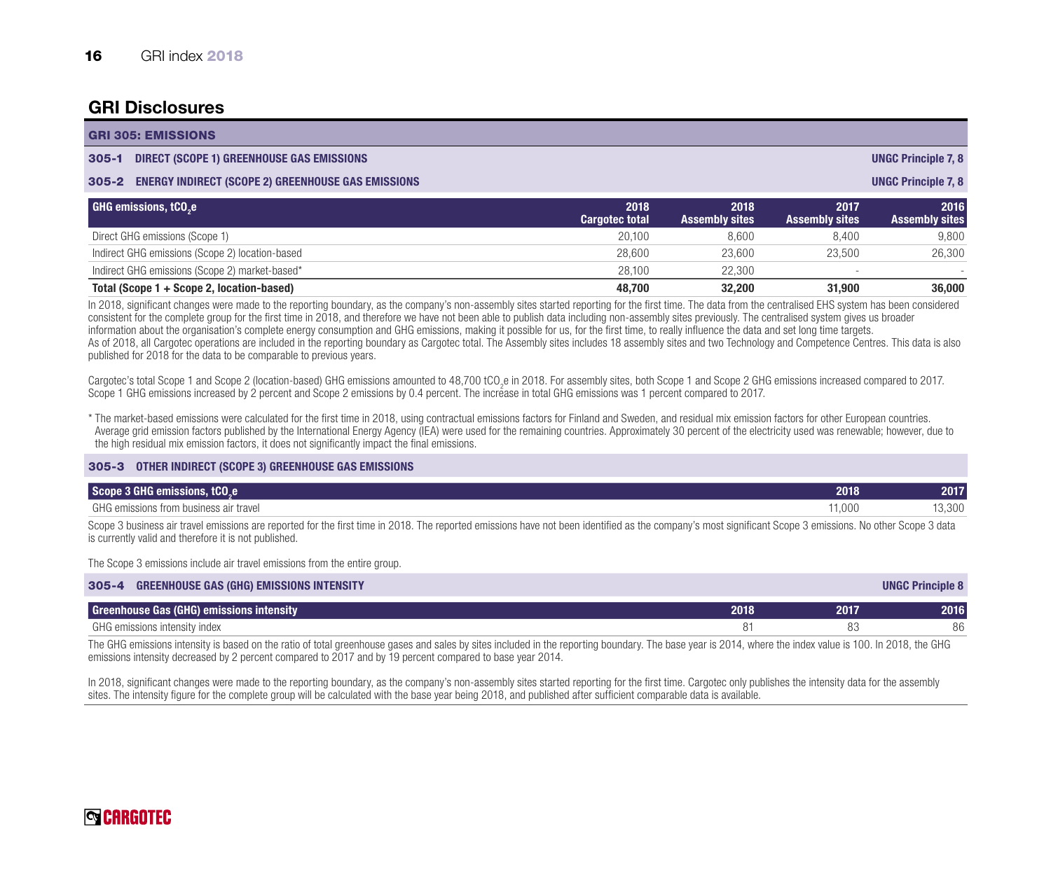## GRI Disclosures

### GRI 305: EMISSIONS

**305-1 DIRECT (SCOPE 1) GREENHOUSE GAS EMISSIONS** — UNGC Principle 7, 8

**305-2 ENERGY INDIRECT (SCOPE 2) GREENHOUSE GAS EMISSIONS** — UNGC Principle 7, 8

| GHG emissions, $tCO_2e$ | 2018 Cargotec total | 2018 Assembly sites | 2017 Assembly sites | 2016 Assembly sites |
|---|---|---|---|---|
| Direct GHG emissions (Scope 1) | 20,100 | 8,600 | 8,400 | 9,800 |
| Indirect GHG emissions (Scope 2) location-based | 28,600 | 23,600 | 23,500 | 26,300 |
| Indirect GHG emissions (Scope 2) market-based* | 28,100 | 22,300 | - | - |
| **Total (Scope 1 + Scope 2, location-based)** | **48,700** | **32,200** | **31,900** | **36,000** |

In 2018, significant changes were made to the reporting boundary, as the company's non-assembly sites started reporting for the first time. The data from the centralised EHS system has been considered consistent for the complete group for the first time in 2018, and therefore we have not been able to publish data including non-assembly sites previously. The centralised system gives us broader information about the organisation's complete energy consumption and GHG emissions, making it possible for us, for the first time, to really influence the data and set long time targets.
As of 2018, all Cargotec operations are included in the reporting boundary as Cargotec total. The Assembly sites includes 18 assembly sites and two Technology and Competence Centres. This data is also published for 2018 for the data to be comparable to previous years.

Cargotec's total Scope 1 and Scope 2 (location-based) GHG emissions amounted to 48,700 $tCO_2e$ in 2018. For assembly sites, both Scope 1 and Scope 2 GHG emissions increased compared to 2017. Scope 1 GHG emissions increased by 2 percent and Scope 2 emissions by 0.4 percent. The increase in total GHG emissions was 1 percent compared to 2017.

* The market-based emissions were calculated for the first time in 2018, using contractual emissions factors for Finland and Sweden, and residual mix emission factors for other European countries. Average grid emission factors published by the International Energy Agency (IEA) were used for the remaining countries. Approximately 30 percent of the electricity used was renewable; however, due to the high residual mix emission factors, it does not significantly impact the final emissions.

**305-3 OTHER INDIRECT (SCOPE 3) GREENHOUSE GAS EMISSIONS**

| Scope 3 GHG emissions, $tCO_2e$ | 2018 | 2017 |
|---|---|---|
| GHG emissions from business air travel | 11,000 | 13,300 |

Scope 3 business air travel emissions are reported for the first time in 2018. The reported emissions have not been identified as the company's most significant Scope 3 emissions. No other Scope 3 data is currently valid and therefore it is not published.

The Scope 3 emissions include air travel emissions from the entire group.

**305-4 GREENHOUSE GAS (GHG) EMISSIONS INTENSITY** — UNGC Principle 8

| Greenhouse Gas (GHG) emissions intensity | 2018 | 2017 | 2016 |
|---|---|---|---|
| GHG emissions intensity index | 81 | 83 | 86 |

The GHG emissions intensity is based on the ratio of total greenhouse gases and sales by sites included in the reporting boundary. The base year is 2014, where the index value is 100. In 2018, the GHG emissions intensity decreased by 2 percent compared to 2017 and by 19 percent compared to base year 2014.

In 2018, significant changes were made to the reporting boundary, as the company's non-assembly sites started reporting for the first time. Cargotec only publishes the intensity data for the assembly sites. The intensity figure for the complete group will be calculated with the base year being 2018, and published after sufficient comparable data is available.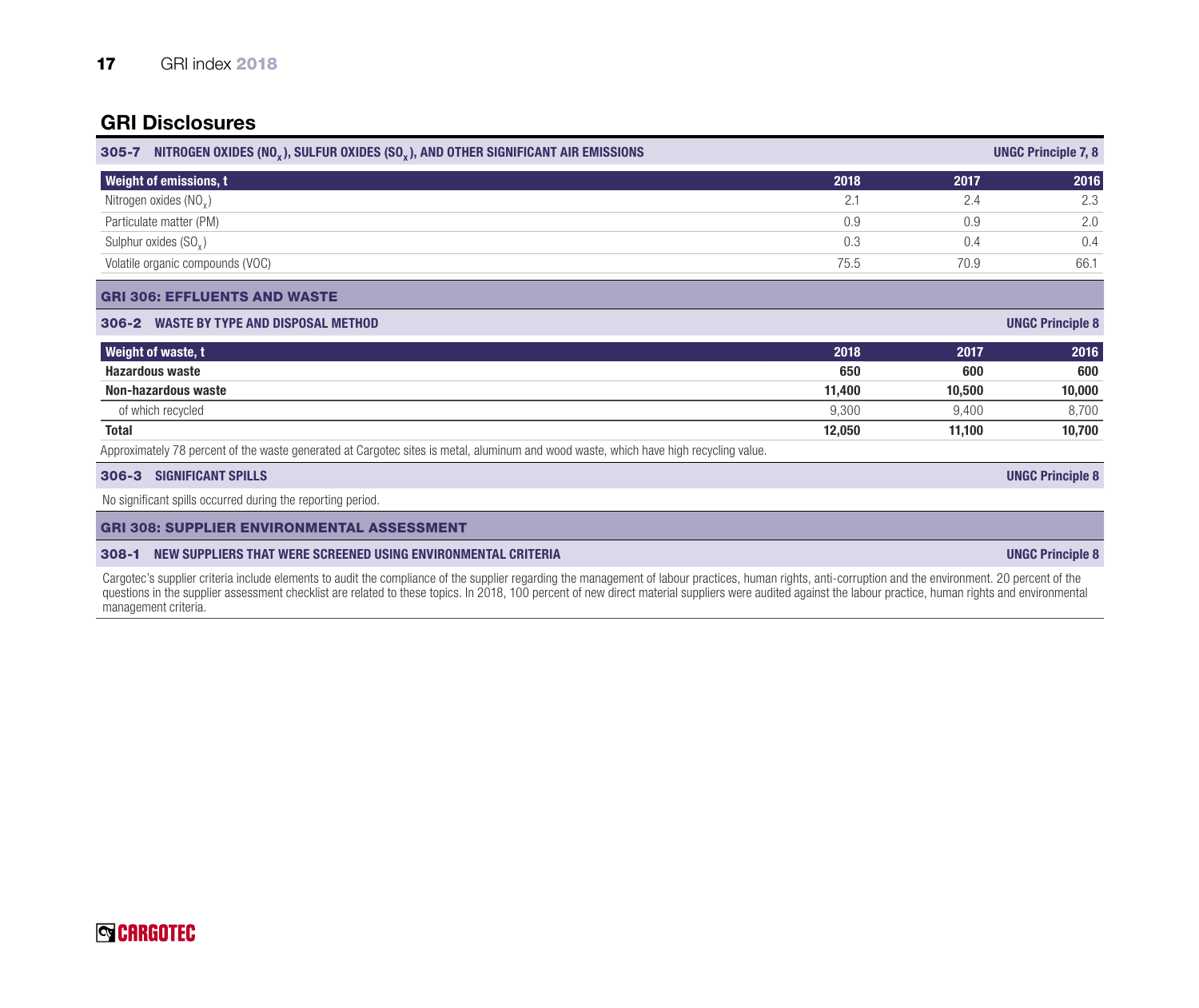## GRI Disclosures

### 305-7 NITROGEN OXIDES ($NO_x$), SULFUR OXIDES ($SO_x$), AND OTHER SIGNIFICANT AIR EMISSIONS

UNGC Principle 7, 8

| Weight of emissions, t | 2018 | 2017 | 2016 |
|---|---|---|---|
| Nitrogen oxides ($NO_x$) | 2.1 | 2.4 | 2.3 |
| Particulate matter (PM) | 0.9 | 0.9 | 2.0 |
| Sulphur oxides ($SO_x$) | 0.3 | 0.4 | 0.4 |
| Volatile organic compounds (VOC) | 75.5 | 70.9 | 66.1 |

## GRI 306: EFFLUENTS AND WASTE

### 306-2 WASTE BY TYPE AND DISPOSAL METHOD

UNGC Principle 8

| Weight of waste, t | 2018 | 2017 | 2016 |
|---|---|---|---|
| **Hazardous waste** | **650** | **600** | **600** |
| **Non-hazardous waste** | **11,400** | **10,500** | **10,000** |
| of which recycled | 9,300 | 9,400 | 8,700 |
| **Total** | **12,050** | **11,100** | **10,700** |

Approximately 78 percent of the waste generated at Cargotec sites is metal, aluminum and wood waste, which have high recycling value.

### 306-3 SIGNIFICANT SPILLS

UNGC Principle 8

No significant spills occurred during the reporting period.

## GRI 308: SUPPLIER ENVIRONMENTAL ASSESSMENT

### 308-1 NEW SUPPLIERS THAT WERE SCREENED USING ENVIRONMENTAL CRITERIA

UNGC Principle 8

Cargotec's supplier criteria include elements to audit the compliance of the supplier regarding the management of labour practices, human rights, anti-corruption and the environment. 20 percent of the questions in the supplier assessment checklist are related to these topics. In 2018, 100 percent of new direct material suppliers were audited against the labour practice, human rights and environmental management criteria.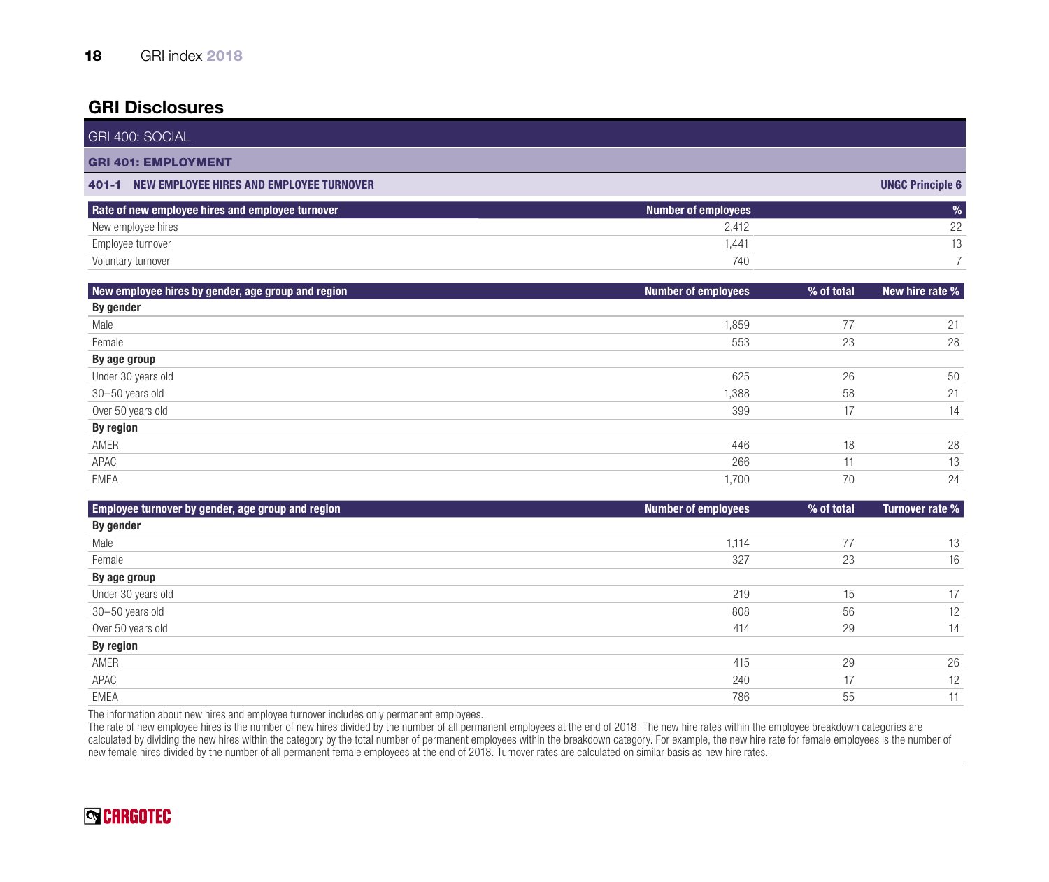## GRI Disclosures

GRI 400: SOCIAL

### GRI 401: EMPLOYMENT

**401-1 NEW EMPLOYEE HIRES AND EMPLOYEE TURNOVER** — UNGC Principle 6

| Rate of new employee hires and employee turnover | Number of employees | % |
|---|---|---|
| New employee hires | 2,412 | 22 |
| Employee turnover | 1,441 | 13 |
| Voluntary turnover | 740 | 7 |

| New employee hires by gender, age group and region | Number of employees | % of total | New hire rate % |
|---|---|---|---|
| **By gender** | | | |
| Male | 1,859 | 77 | 21 |
| Female | 553 | 23 | 28 |
| **By age group** | | | |
| Under 30 years old | 625 | 26 | 50 |
| 30–50 years old | 1,388 | 58 | 21 |
| Over 50 years old | 399 | 17 | 14 |
| **By region** | | | |
| AMER | 446 | 18 | 28 |
| APAC | 266 | 11 | 13 |
| EMEA | 1,700 | 70 | 24 |

| Employee turnover by gender, age group and region | Number of employees | % of total | Turnover rate % |
|---|---|---|---|
| **By gender** | | | |
| Male | 1,114 | 77 | 13 |
| Female | 327 | 23 | 16 |
| **By age group** | | | |
| Under 30 years old | 219 | 15 | 17 |
| 30–50 years old | 808 | 56 | 12 |
| Over 50 years old | 414 | 29 | 14 |
| **By region** | | | |
| AMER | 415 | 29 | 26 |
| APAC | 240 | 17 | 12 |
| EMEA | 786 | 55 | 11 |

The information about new hires and employee turnover includes only permanent employees.

The rate of new employee hires is the number of new hires divided by the number of all permanent employees at the end of 2018. The new hire rates within the employee breakdown categories are calculated by dividing the new hires within the category by the total number of permanent employees within the breakdown category. For example, the new hire rate for female employees is the number of new female hires divided by the number of all permanent female employees at the end of 2018. Turnover rates are calculated on similar basis as new hire rates.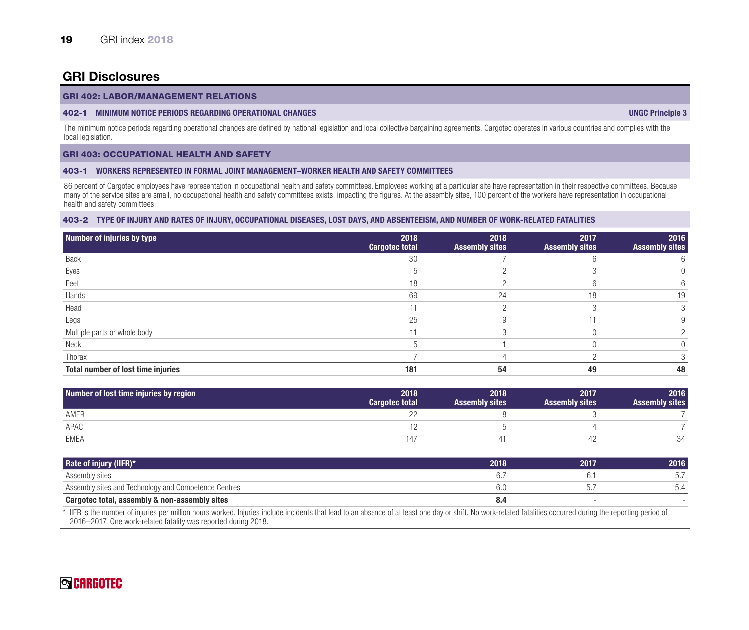## GRI Disclosures

### GRI 402: LABOR/MANAGEMENT RELATIONS

#### 402-1 MINIMUM NOTICE PERIODS REGARDING OPERATIONAL CHANGES — UNGC Principle 3

The minimum notice periods regarding operational changes are defined by national legislation and local collective bargaining agreements. Cargotec operates in various countries and complies with the local legislation.

### GRI 403: OCCUPATIONAL HEALTH AND SAFETY

#### 403-1 WORKERS REPRESENTED IN FORMAL JOINT MANAGEMENT–WORKER HEALTH AND SAFETY COMMITTEES

86 percent of Cargotec employees have representation in occupational health and safety committees. Employees working at a particular site have representation in their respective committees. Because many of the service sites are small, no occupational health and safety committees exists, impacting the figures. At the assembly sites, 100 percent of the workers have representation in occupational health and safety committees.

#### 403-2 TYPE OF INJURY AND RATES OF INJURY, OCCUPATIONAL DISEASES, LOST DAYS, AND ABSENTEEISM, AND NUMBER OF WORK-RELATED FATALITIES

| Number of injuries by type | 2018 Cargotec total | 2018 Assembly sites | 2017 Assembly sites | 2016 Assembly sites |
|---|---|---|---|---|
| Back | 30 | 7 | 6 | 6 |
| Eyes | 5 | 2 | 3 | 0 |
| Feet | 18 | 2 | 6 | 6 |
| Hands | 69 | 24 | 18 | 19 |
| Head | 11 | 2 | 3 | 3 |
| Legs | 25 | 9 | 11 | 9 |
| Multiple parts or whole body | 11 | 3 | 0 | 2 |
| Neck | 5 | 1 | 0 | 0 |
| Thorax | 7 | 4 | 2 | 3 |
| **Total number of lost time injuries** | **181** | **54** | **49** | **48** |

| Number of lost time injuries by region | 2018 Cargotec total | 2018 Assembly sites | 2017 Assembly sites | 2016 Assembly sites |
|---|---|---|---|---|
| AMER | 22 | 8 | 3 | 7 |
| APAC | 12 | 5 | 4 | 7 |
| EMEA | 147 | 41 | 42 | 34 |

| Rate of injury (IIFR)* | 2018 | 2017 | 2016 |
|---|---|---|---|
| Assembly sites | 6.7 | 6.1 | 5.7 |
| Assembly sites and Technology and Competence Centres | 6.0 | 5.7 | 5.4 |
| **Cargotec total, assembly & non-assembly sites** | **8.4** | - | - |

* IIFR is the number of injuries per million hours worked. Injuries include incidents that lead to an absence of at least one day or shift. No work-related fatalities occurred during the reporting period of 2016–2017. One work-related fatality was reported during 2018.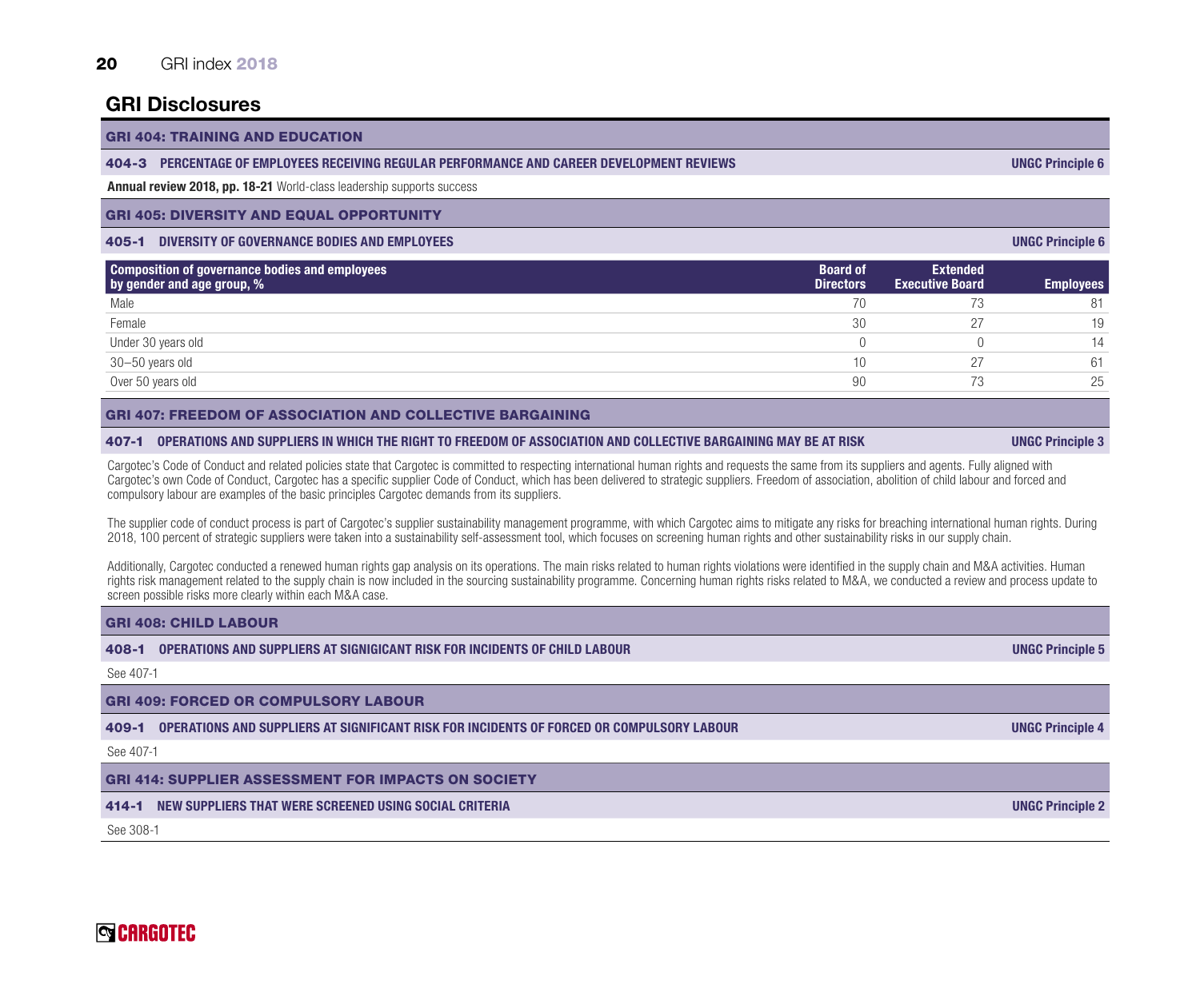# GRI Disclosures

## GRI 404: TRAINING AND EDUCATION

### 404-3 PERCENTAGE OF EMPLOYEES RECEIVING REGULAR PERFORMANCE AND CAREER DEVELOPMENT REVIEWS — UNGC Principle 6

**Annual review 2018, pp. 18-21** World-class leadership supports success

## GRI 405: DIVERSITY AND EQUAL OPPORTUNITY

### 405-1 DIVERSITY OF GOVERNANCE BODIES AND EMPLOYEES — UNGC Principle 6

| Composition of governance bodies and employees by gender and age group, % | Board of Directors | Extended Executive Board | Employees |
|---|---|---|---|
| Male | 70 | 73 | 81 |
| Female | 30 | 27 | 19 |
| Under 30 years old | 0 | 0 | 14 |
| 30–50 years old | 10 | 27 | 61 |
| Over 50 years old | 90 | 73 | 25 |

## GRI 407: FREEDOM OF ASSOCIATION AND COLLECTIVE BARGAINING

### 407-1 OPERATIONS AND SUPPLIERS IN WHICH THE RIGHT TO FREEDOM OF ASSOCIATION AND COLLECTIVE BARGAINING MAY BE AT RISK — UNGC Principle 3

Cargotec's Code of Conduct and related policies state that Cargotec is committed to respecting international human rights and requests the same from its suppliers and agents. Fully aligned with Cargotec's own Code of Conduct, Cargotec has a specific supplier Code of Conduct, which has been delivered to strategic suppliers. Freedom of association, abolition of child labour and forced and compulsory labour are examples of the basic principles Cargotec demands from its suppliers.

The supplier code of conduct process is part of Cargotec's supplier sustainability management programme, with which Cargotec aims to mitigate any risks for breaching international human rights. During 2018, 100 percent of strategic suppliers were taken into a sustainability self-assessment tool, which focuses on screening human rights and other sustainability risks in our supply chain.

Additionally, Cargotec conducted a renewed human rights gap analysis on its operations. The main risks related to human rights violations were identified in the supply chain and M&A activities. Human rights risk management related to the supply chain is now included in the sourcing sustainability programme. Concerning human rights risks related to M&A, we conducted a review and process update to screen possible risks more clearly within each M&A case.

## GRI 408: CHILD LABOUR

### 408-1 OPERATIONS AND SUPPLIERS AT SIGNIGICANT RISK FOR INCIDENTS OF CHILD LABOUR — UNGC Principle 5

See 407-1

## GRI 409: FORCED OR COMPULSORY LABOUR

### 409-1 OPERATIONS AND SUPPLIERS AT SIGNIFICANT RISK FOR INCIDENTS OF FORCED OR COMPULSORY LABOUR — UNGC Principle 4

See 407-1

## GRI 414: SUPPLIER ASSESSMENT FOR IMPACTS ON SOCIETY

### 414-1 NEW SUPPLIERS THAT WERE SCREENED USING SOCIAL CRITERIA — UNGC Principle 2

See 308-1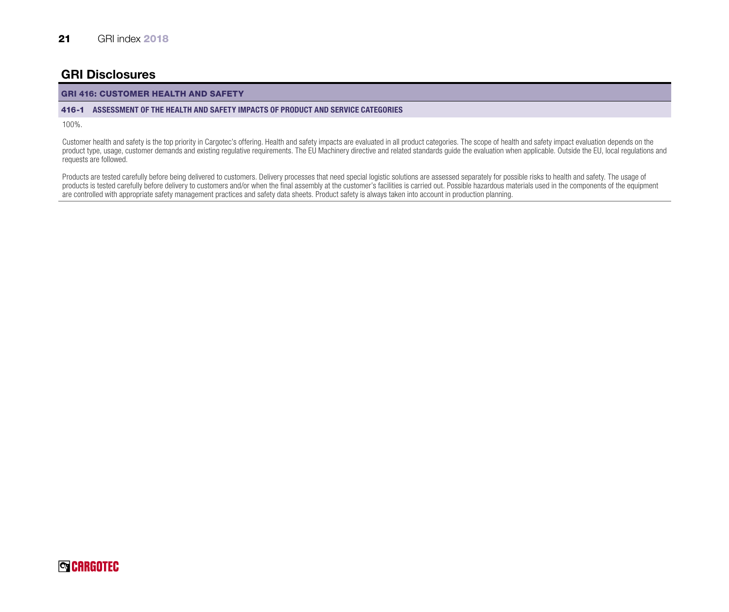## GRI Disclosures

### GRI 416: CUSTOMER HEALTH AND SAFETY

#### 416-1 ASSESSMENT OF THE HEALTH AND SAFETY IMPACTS OF PRODUCT AND SERVICE CATEGORIES

100%.

Customer health and safety is the top priority in Cargotec's offering. Health and safety impacts are evaluated in all product categories. The scope of health and safety impact evaluation depends on the product type, usage, customer demands and existing regulative requirements. The EU Machinery directive and related standards guide the evaluation when applicable. Outside the EU, local regulations and requests are followed.

Products are tested carefully before being delivered to customers. Delivery processes that need special logistic solutions are assessed separately for possible risks to health and safety. The usage of products is tested carefully before delivery to customers and/or when the final assembly at the customer's facilities is carried out. Possible hazardous materials used in the components of the equipment are controlled with appropriate safety management practices and safety data sheets. Product safety is always taken into account in production planning.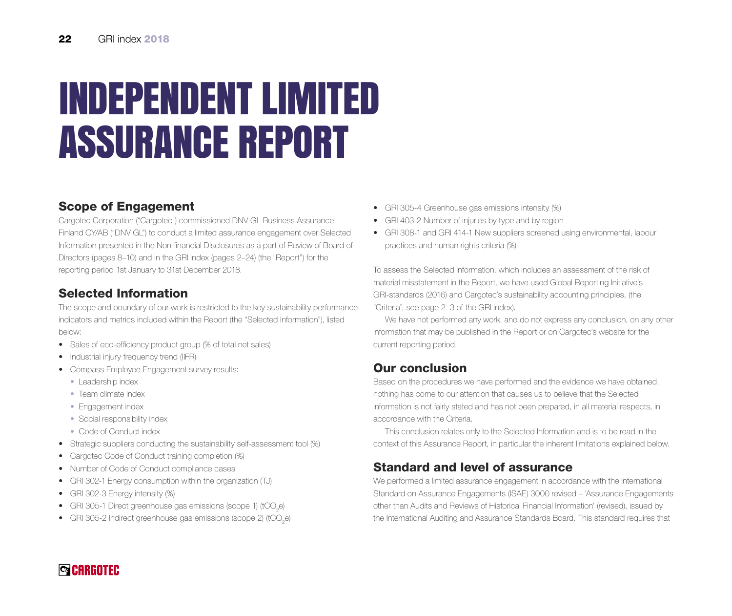# INDEPENDENT LIMITED ASSURANCE REPORT

## Scope of Engagement

Cargotec Corporation ("Cargotec") commissioned DNV GL Business Assurance Finland OY/AB ("DNV GL") to conduct a limited assurance engagement over Selected Information presented in the Non-financial Disclosures as a part of Review of Board of Directors (pages 8–10) and in the GRI index (pages 2–24) (the "Report") for the reporting period 1st January to 31st December 2018.

## Selected Information

The scope and boundary of our work is restricted to the key sustainability performance indicators and metrics included within the Report (the "Selected Information"), listed below:

- Sales of eco-efficiency product group (% of total net sales)
- Industrial injury frequency trend (IIFR)
- Compass Employee Engagement survey results:
  - Leadership index
  - Team climate index
  - Engagement index
  - Social responsibility index
  - Code of Conduct index
- Strategic suppliers conducting the sustainability self-assessment tool (%)
- Cargotec Code of Conduct training completion (%)
- Number of Code of Conduct compliance cases
- GRI 302-1 Energy consumption within the organization (TJ)
- GRI 302-3 Energy intensity (%)
- GRI 305-1 Direct greenhouse gas emissions (scope 1) ($tCO_2e$)
- GRI 305-2 Indirect greenhouse gas emissions (scope 2) ($tCO_2e$)
- GRI 305-4 Greenhouse gas emissions intensity (%)
- GRI 403-2 Number of injuries by type and by region
- GRI 308-1 and GRI 414-1 New suppliers screened using environmental, labour practices and human rights criteria (%)

To assess the Selected Information, which includes an assessment of the risk of material misstatement in the Report, we have used Global Reporting Initiative's GRI-standards (2016) and Cargotec's sustainability accounting principles, (the "Criteria", see page 2–3 of the GRI index).

We have not performed any work, and do not express any conclusion, on any other information that may be published in the Report or on Cargotec's website for the current reporting period.

## Our conclusion

Based on the procedures we have performed and the evidence we have obtained, nothing has come to our attention that causes us to believe that the Selected Information is not fairly stated and has not been prepared, in all material respects, in accordance with the Criteria.

This conclusion relates only to the Selected Information and is to be read in the context of this Assurance Report, in particular the inherent limitations explained below.

## Standard and level of assurance

We performed a limited assurance engagement in accordance with the International Standard on Assurance Engagements (ISAE) 3000 revised – 'Assurance Engagements other than Audits and Reviews of Historical Financial Information' (revised), issued by the International Auditing and Assurance Standards Board. This standard requires that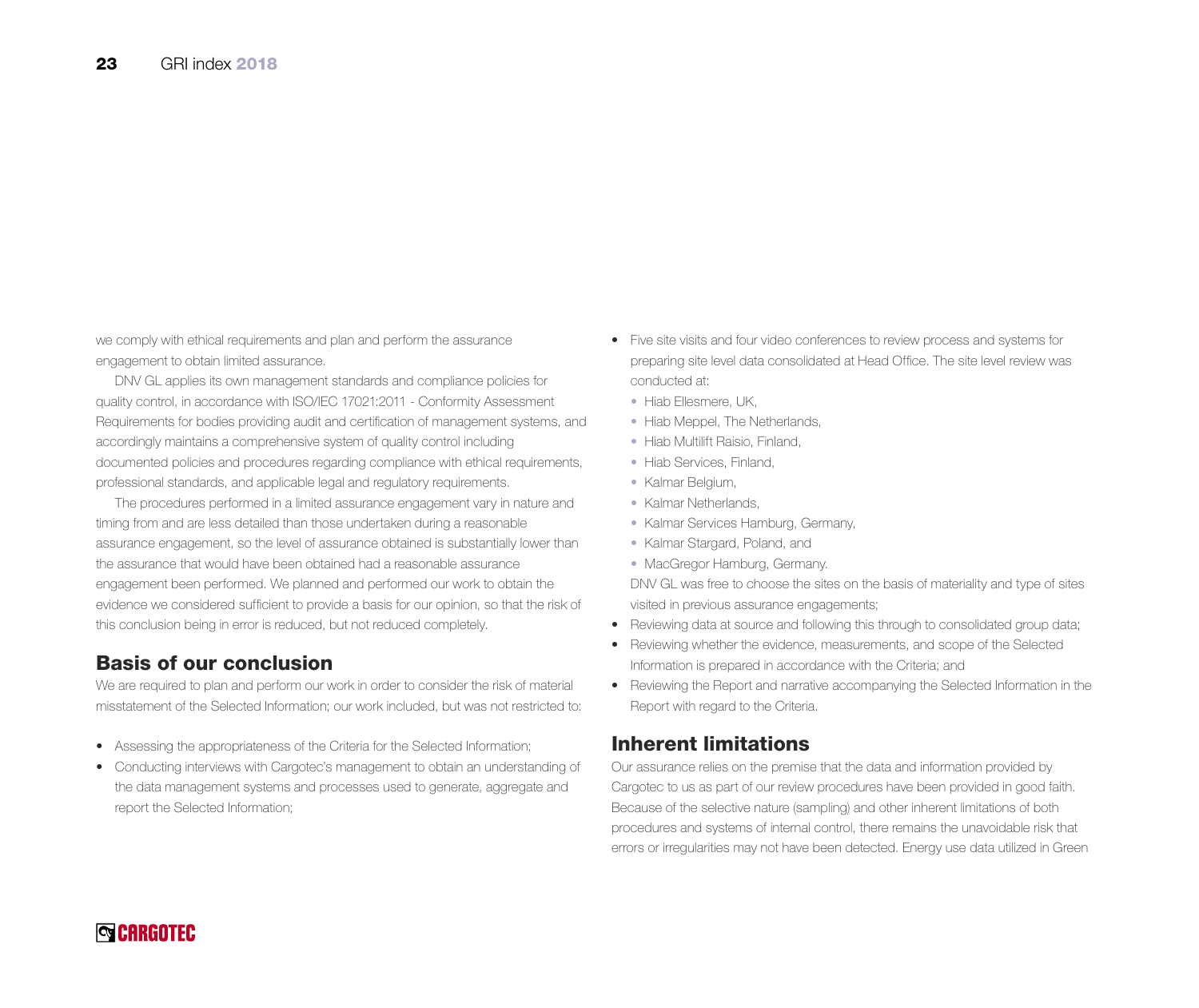we comply with ethical requirements and plan and perform the assurance engagement to obtain limited assurance.

DNV GL applies its own management standards and compliance policies for quality control, in accordance with ISO/IEC 17021:2011 - Conformity Assessment Requirements for bodies providing audit and certification of management systems, and accordingly maintains a comprehensive system of quality control including documented policies and procedures regarding compliance with ethical requirements, professional standards, and applicable legal and regulatory requirements.

The procedures performed in a limited assurance engagement vary in nature and timing from and are less detailed than those undertaken during a reasonable assurance engagement, so the level of assurance obtained is substantially lower than the assurance that would have been obtained had a reasonable assurance engagement been performed. We planned and performed our work to obtain the evidence we considered sufficient to provide a basis for our opinion, so that the risk of this conclusion being in error is reduced, but not reduced completely.

## Basis of our conclusion

We are required to plan and perform our work in order to consider the risk of material misstatement of the Selected Information; our work included, but was not restricted to:

- Assessing the appropriateness of the Criteria for the Selected Information;
- Conducting interviews with Cargotec's management to obtain an understanding of the data management systems and processes used to generate, aggregate and report the Selected Information;
- Five site visits and four video conferences to review process and systems for preparing site level data consolidated at Head Office. The site level review was conducted at:
  - Hiab Ellesmere, UK,
  - Hiab Meppel, The Netherlands,
  - Hiab Multilift Raisio, Finland,
  - Hiab Services, Finland,
  - Kalmar Belgium,
  - Kalmar Netherlands,
  - Kalmar Services Hamburg, Germany,
  - Kalmar Stargard, Poland, and
  - MacGregor Hamburg, Germany.

  DNV GL was free to choose the sites on the basis of materiality and type of sites visited in previous assurance engagements;
- Reviewing data at source and following this through to consolidated group data;
- Reviewing whether the evidence, measurements, and scope of the Selected Information is prepared in accordance with the Criteria; and
- Reviewing the Report and narrative accompanying the Selected Information in the Report with regard to the Criteria.

## Inherent limitations

Our assurance relies on the premise that the data and information provided by Cargotec to us as part of our review procedures have been provided in good faith. Because of the selective nature (sampling) and other inherent limitations of both procedures and systems of internal control, there remains the unavoidable risk that errors or irregularities may not have been detected. Energy use data utilized in Green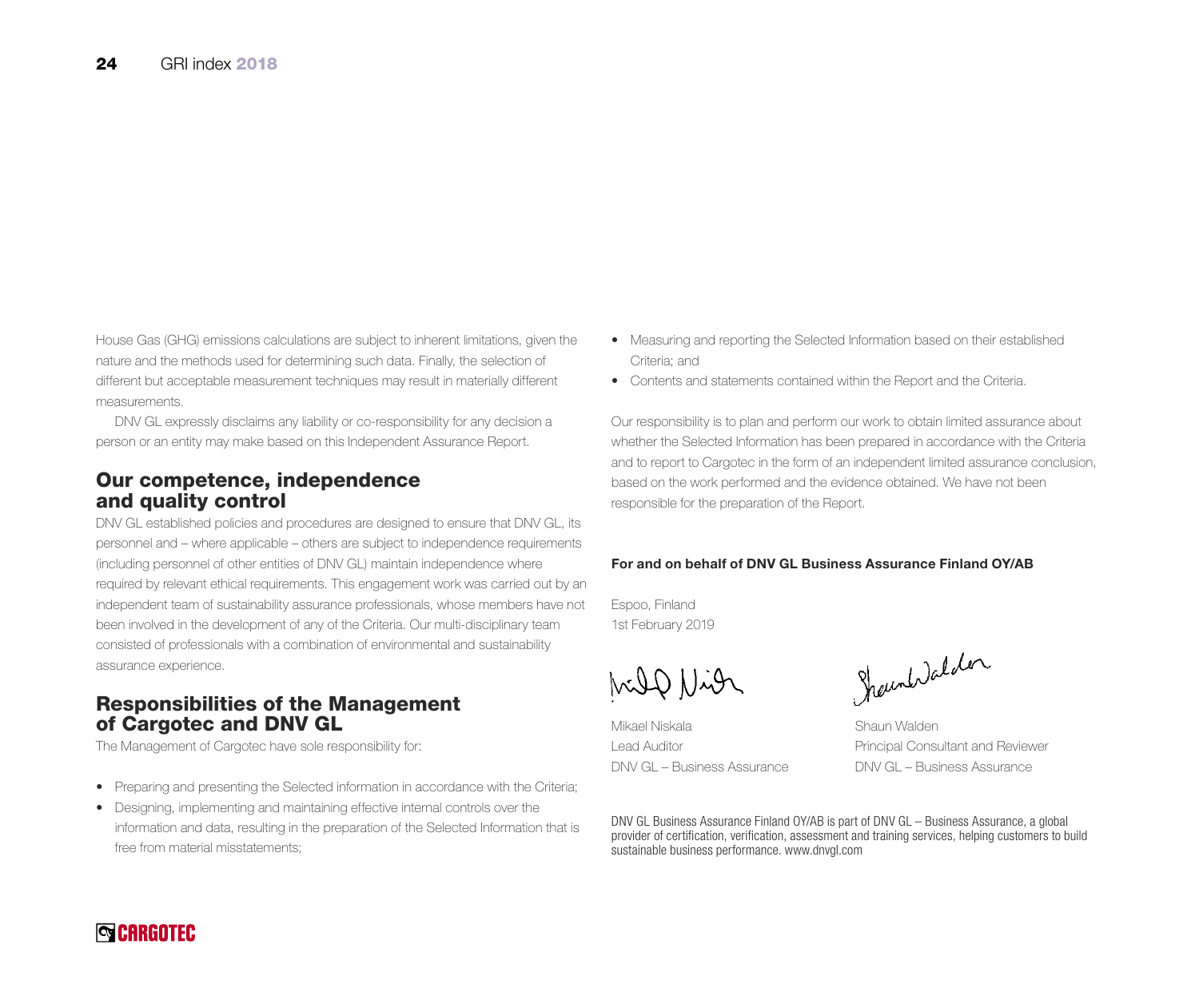House Gas (GHG) emissions calculations are subject to inherent limitations, given the nature and the methods used for determining such data. Finally, the selection of different but acceptable measurement techniques may result in materially different measurements.

DNV GL expressly disclaims any liability or co-responsibility for any decision a person or an entity may make based on this Independent Assurance Report.

## Our competence, independence and quality control

DNV GL established policies and procedures are designed to ensure that DNV GL, its personnel and – where applicable – others are subject to independence requirements (including personnel of other entities of DNV GL) maintain independence where required by relevant ethical requirements. This engagement work was carried out by an independent team of sustainability assurance professionals, whose members have not been involved in the development of any of the Criteria. Our multi-disciplinary team consisted of professionals with a combination of environmental and sustainability assurance experience.

## Responsibilities of the Management of Cargotec and DNV GL

The Management of Cargotec have sole responsibility for:

- Preparing and presenting the Selected information in accordance with the Criteria;
- Designing, implementing and maintaining effective internal controls over the information and data, resulting in the preparation of the Selected Information that is free from material misstatements;
- Measuring and reporting the Selected Information based on their established Criteria; and
- Contents and statements contained within the Report and the Criteria.

Our responsibility is to plan and perform our work to obtain limited assurance about whether the Selected Information has been prepared in accordance with the Criteria and to report to Cargotec in the form of an independent limited assurance conclusion, based on the work performed and the evidence obtained. We have not been responsible for the preparation of the Report.

**For and on behalf of DNV GL Business Assurance Finland OY/AB**

Espoo, Finland
1st February 2019

Mikael Niskala
Lead Auditor
DNV GL – Business Assurance

Shaun Walden
Principal Consultant and Reviewer
DNV GL – Business Assurance

DNV GL Business Assurance Finland OY/AB is part of DNV GL – Business Assurance, a global provider of certification, verification, assessment and training services, helping customers to build sustainable business performance. www.dnvgl.com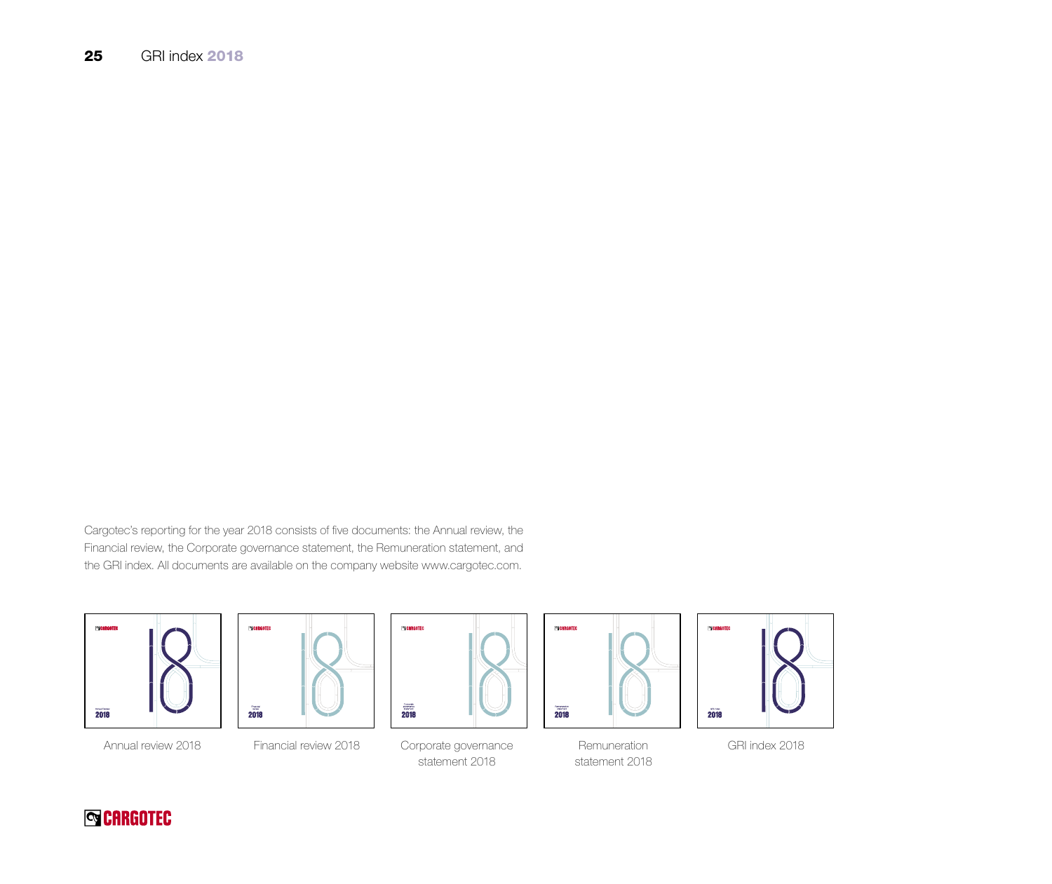Cargotec's reporting for the year 2018 consists of five documents: the Annual review, the Financial review, the Corporate governance statement, the Remuneration statement, and the GRI index. All documents are available on the company website www.cargotec.com.

Annual review 2018

Financial review 2018

Corporate governance statement 2018

Remuneration statement 2018

GRI index 2018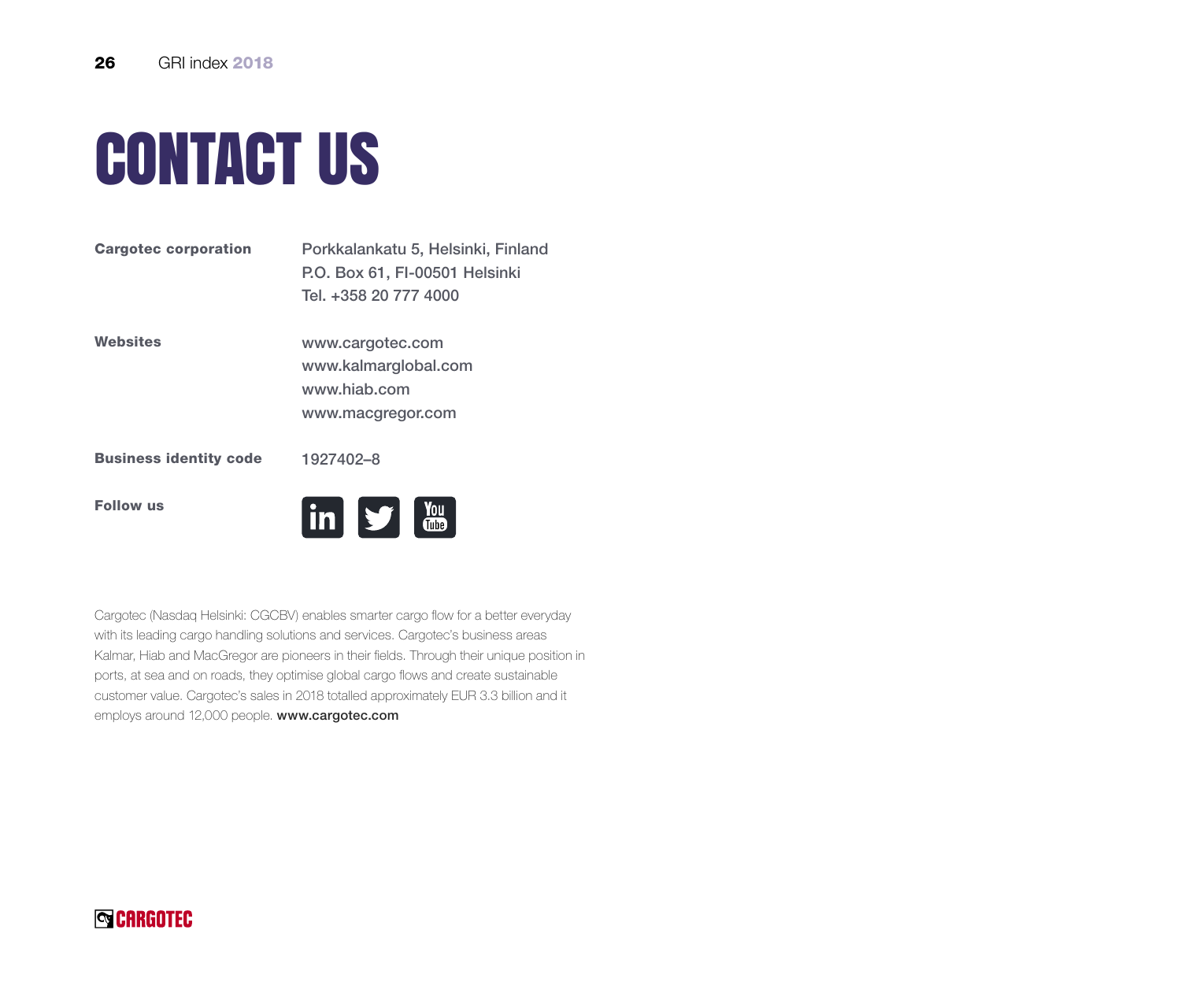# CONTACT US

| | |
|---|---|
| **Cargotec corporation** | Porkkalankatu 5, Helsinki, Finland<br>P.O. Box 61, FI-00501 Helsinki<br>Tel. +358 20 777 4000 |
| **Websites** | www.cargotec.com<br>www.kalmarglobal.com<br>www.hiab.com<br>www.macgregor.com |
| **Business identity code** | 1927402–8 |
| **Follow us** | |

Cargotec (Nasdaq Helsinki: CGCBV) enables smarter cargo flow for a better everyday with its leading cargo handling solutions and services. Cargotec's business areas Kalmar, Hiab and MacGregor are pioneers in their fields. Through their unique position in ports, at sea and on roads, they optimise global cargo flows and create sustainable customer value. Cargotec's sales in 2018 totalled approximately EUR 3.3 billion and it employs around 12,000 people. **www.cargotec.com**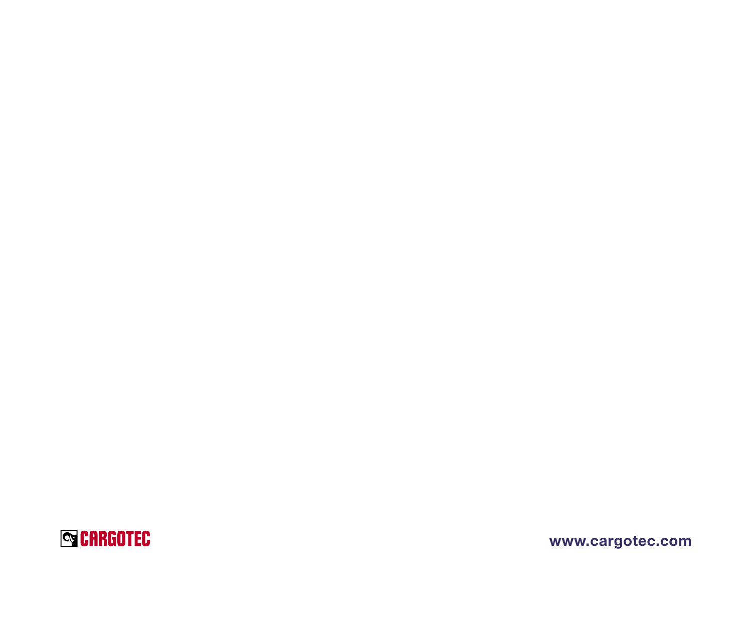CARGOTEC

www.cargotec.com